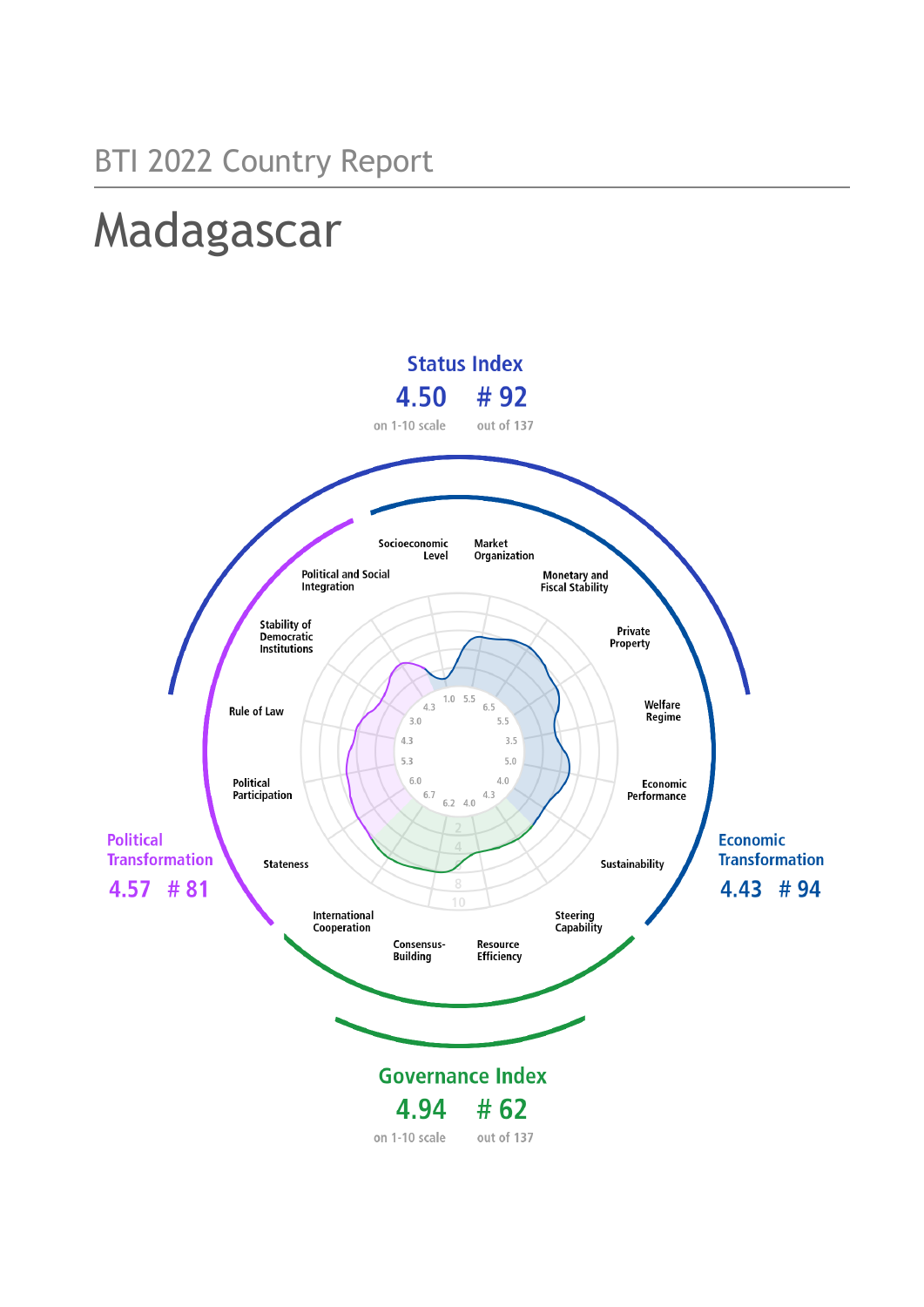BTI 2022 Country Report

# Madagascar

## Status Index

4.50 on 1-10 scale

# 92 out of 137

Political Transformation 4.57 # 81

Economic Transformation 4.43 # 94

## Governance Index

4.94 on 1-10 scale

# 62 out of 137

| Criterion | Score |
| --- | --- |
| Stateness | 6.7 |
| Political Participation | 6.0 |
| Rule of Law | 5.3 |
| Stability of Democratic Institutions | 4.3 |
| Political and Social Integration | 3.0 |
| Socioeconomic Level | 4.3 |
| Market Organization | 1.0 |
| Monetary and Fiscal Stability | 5.5 |
| Private Property | 6.5 |
| Welfare Regime | 5.5 |
| Economic Performance | 3.5 |
| Sustainability | 5.0 |
| Steering Capability | 4.0 |
| Resource Efficiency | 4.3 |
| Consensus-Building | 4.0 |
| International Cooperation | 6.2 |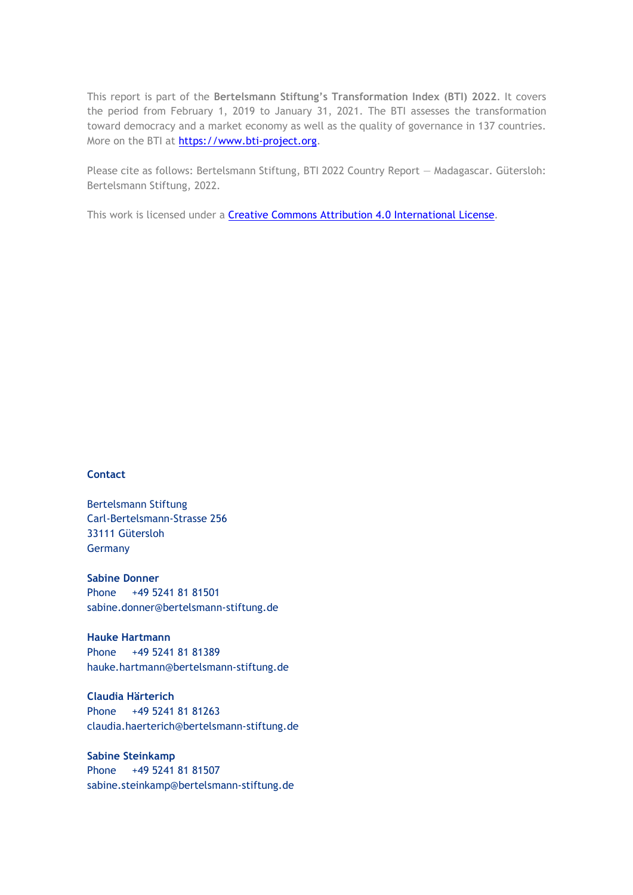This report is part of the **Bertelsmann Stiftung's Transformation Index (BTI) 2022**. It covers the period from February 1, 2019 to January 31, 2021. The BTI assesses the transformation toward democracy and a market economy as well as the quality of governance in 137 countries. More on the BTI at [https://www.bti-project.org](https://www.bti-project.org).

Please cite as follows: Bertelsmann Stiftung, BTI 2022 Country Report — Madagascar. Gütersloh: Bertelsmann Stiftung, 2022.

This work is licensed under a [Creative Commons Attribution 4.0 International License](https://creativecommons.org/licenses/by/4.0/).

**Contact**

Bertelsmann Stiftung
Carl-Bertelsmann-Strasse 256
33111 Gütersloh
Germany

**Sabine Donner**
Phone +49 5241 81 81501
sabine.donner@bertelsmann-stiftung.de

**Hauke Hartmann**
Phone +49 5241 81 81389
hauke.hartmann@bertelsmann-stiftung.de

**Claudia Härterich**
Phone +49 5241 81 81263
claudia.haerterich@bertelsmann-stiftung.de

**Sabine Steinkamp**
Phone +49 5241 81 81507
sabine.steinkamp@bertelsmann-stiftung.de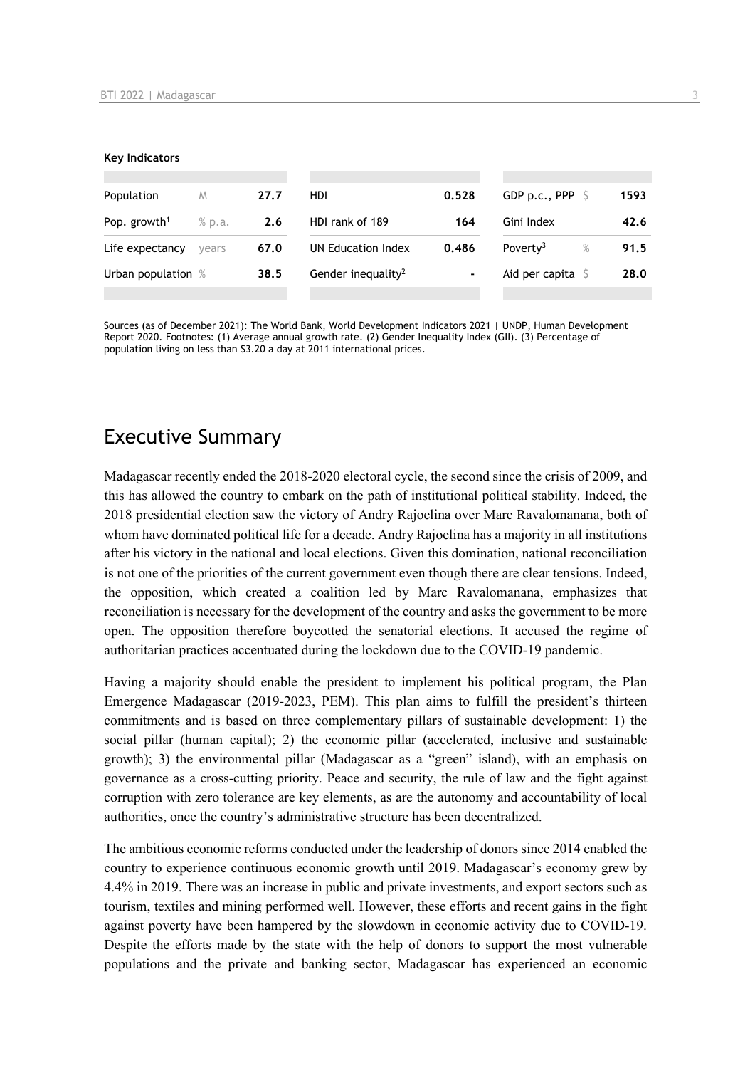**Key Indicators**

| Population | M | 27.7 | HDI | 0.528 | GDP p.c., PPP | $ | 1593 |
|---|---|---|---|---|---|---|---|
| Pop. growth[1] | % p.a. | 2.6 | HDI rank of 189 | 164 | Gini Index | | 42.6 |
| Life expectancy | years | 67.0 | UN Education Index | 0.486 | Poverty[3] | % | 91.5 |
| Urban population | % | 38.5 | Gender inequality[2] | - | Aid per capita | $ | 28.0 |

Sources (as of December 2021): The World Bank, World Development Indicators 2021 | UNDP, Human Development Report 2020. Footnotes: (1) Average annual growth rate. (2) Gender Inequality Index (GII). (3) Percentage of population living on less than $3.20 a day at 2011 international prices.

# Executive Summary

Madagascar recently ended the 2018-2020 electoral cycle, the second since the crisis of 2009, and this has allowed the country to embark on the path of institutional political stability. Indeed, the 2018 presidential election saw the victory of Andry Rajoelina over Marc Ravalomanana, both of whom have dominated political life for a decade. Andry Rajoelina has a majority in all institutions after his victory in the national and local elections. Given this domination, national reconciliation is not one of the priorities of the current government even though there are clear tensions. Indeed, the opposition, which created a coalition led by Marc Ravalomanana, emphasizes that reconciliation is necessary for the development of the country and asks the government to be more open. The opposition therefore boycotted the senatorial elections. It accused the regime of authoritarian practices accentuated during the lockdown due to the COVID-19 pandemic.

Having a majority should enable the president to implement his political program, the Plan Emergence Madagascar (2019-2023, PEM). This plan aims to fulfill the president's thirteen commitments and is based on three complementary pillars of sustainable development: 1) the social pillar (human capital); 2) the economic pillar (accelerated, inclusive and sustainable growth); 3) the environmental pillar (Madagascar as a "green" island), with an emphasis on governance as a cross-cutting priority. Peace and security, the rule of law and the fight against corruption with zero tolerance are key elements, as are the autonomy and accountability of local authorities, once the country's administrative structure has been decentralized.

The ambitious economic reforms conducted under the leadership of donors since 2014 enabled the country to experience continuous economic growth until 2019. Madagascar's economy grew by 4.4% in 2019. There was an increase in public and private investments, and export sectors such as tourism, textiles and mining performed well. However, these efforts and recent gains in the fight against poverty have been hampered by the slowdown in economic activity due to COVID-19. Despite the efforts made by the state with the help of donors to support the most vulnerable populations and the private and banking sector, Madagascar has experienced an economic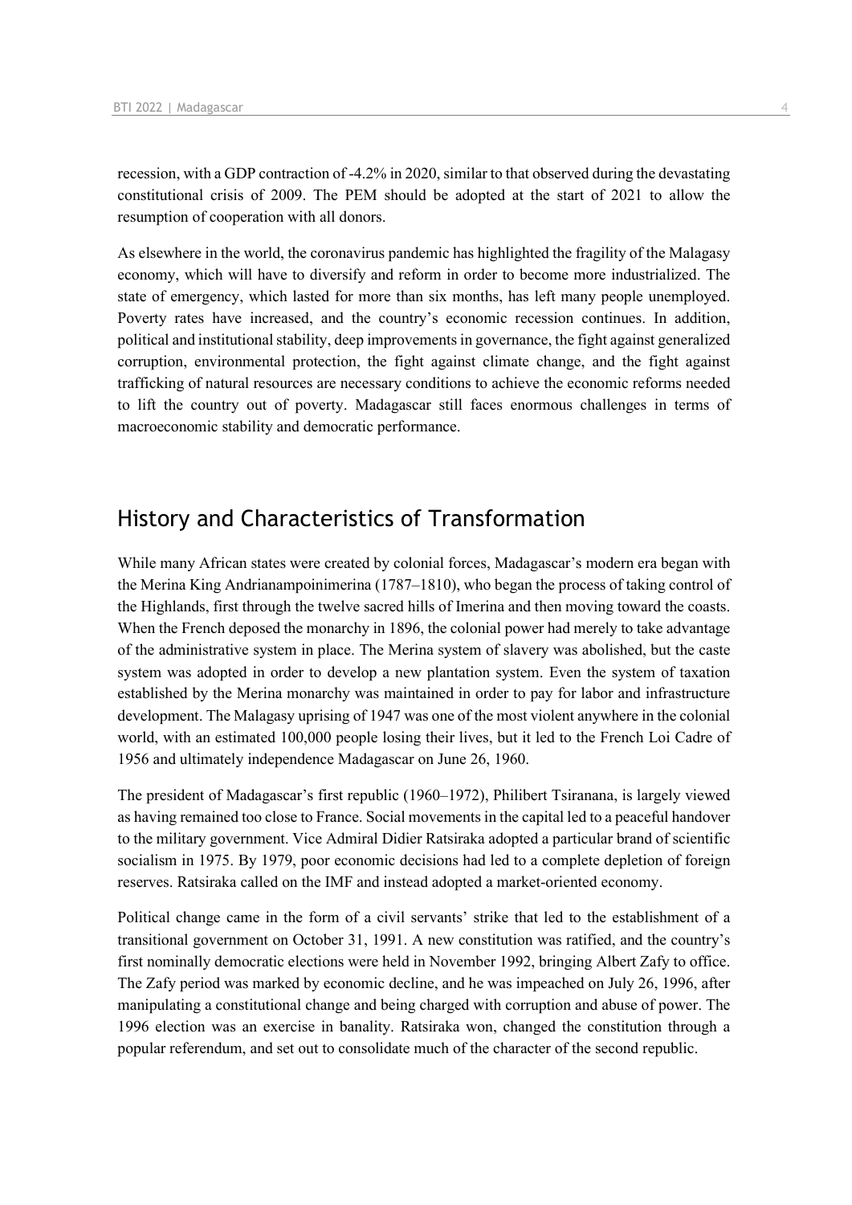recession, with a GDP contraction of -4.2% in 2020, similar to that observed during the devastating constitutional crisis of 2009. The PEM should be adopted at the start of 2021 to allow the resumption of cooperation with all donors.

As elsewhere in the world, the coronavirus pandemic has highlighted the fragility of the Malagasy economy, which will have to diversify and reform in order to become more industrialized. The state of emergency, which lasted for more than six months, has left many people unemployed. Poverty rates have increased, and the country's economic recession continues. In addition, political and institutional stability, deep improvements in governance, the fight against generalized corruption, environmental protection, the fight against climate change, and the fight against trafficking of natural resources are necessary conditions to achieve the economic reforms needed to lift the country out of poverty. Madagascar still faces enormous challenges in terms of macroeconomic stability and democratic performance.

## History and Characteristics of Transformation

While many African states were created by colonial forces, Madagascar's modern era began with the Merina King Andrianampoinimerina (1787–1810), who began the process of taking control of the Highlands, first through the twelve sacred hills of Imerina and then moving toward the coasts. When the French deposed the monarchy in 1896, the colonial power had merely to take advantage of the administrative system in place. The Merina system of slavery was abolished, but the caste system was adopted in order to develop a new plantation system. Even the system of taxation established by the Merina monarchy was maintained in order to pay for labor and infrastructure development. The Malagasy uprising of 1947 was one of the most violent anywhere in the colonial world, with an estimated 100,000 people losing their lives, but it led to the French Loi Cadre of 1956 and ultimately independence Madagascar on June 26, 1960.

The president of Madagascar's first republic (1960–1972), Philibert Tsiranana, is largely viewed as having remained too close to France. Social movements in the capital led to a peaceful handover to the military government. Vice Admiral Didier Ratsiraka adopted a particular brand of scientific socialism in 1975. By 1979, poor economic decisions had led to a complete depletion of foreign reserves. Ratsiraka called on the IMF and instead adopted a market-oriented economy.

Political change came in the form of a civil servants' strike that led to the establishment of a transitional government on October 31, 1991. A new constitution was ratified, and the country's first nominally democratic elections were held in November 1992, bringing Albert Zafy to office. The Zafy period was marked by economic decline, and he was impeached on July 26, 1996, after manipulating a constitutional change and being charged with corruption and abuse of power. The 1996 election was an exercise in banality. Ratsiraka won, changed the constitution through a popular referendum, and set out to consolidate much of the character of the second republic.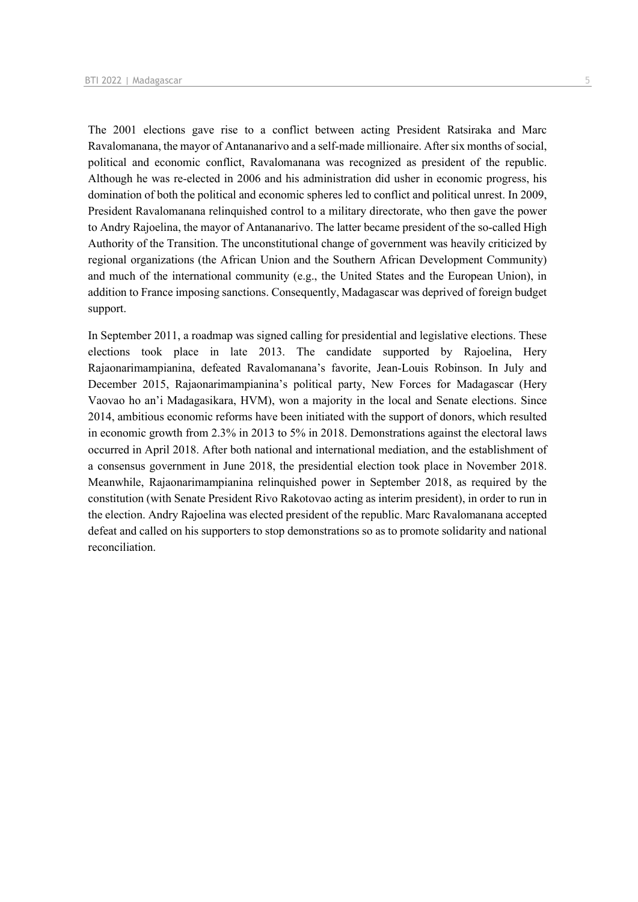The 2001 elections gave rise to a conflict between acting President Ratsiraka and Marc Ravalomanana, the mayor of Antananarivo and a self-made millionaire. After six months of social, political and economic conflict, Ravalomanana was recognized as president of the republic. Although he was re-elected in 2006 and his administration did usher in economic progress, his domination of both the political and economic spheres led to conflict and political unrest. In 2009, President Ravalomanana relinquished control to a military directorate, who then gave the power to Andry Rajoelina, the mayor of Antananarivo. The latter became president of the so-called High Authority of the Transition. The unconstitutional change of government was heavily criticized by regional organizations (the African Union and the Southern African Development Community) and much of the international community (e.g., the United States and the European Union), in addition to France imposing sanctions. Consequently, Madagascar was deprived of foreign budget support.

In September 2011, a roadmap was signed calling for presidential and legislative elections. These elections took place in late 2013. The candidate supported by Rajoelina, Hery Rajaonarimampianina, defeated Ravalomanana's favorite, Jean-Louis Robinson. In July and December 2015, Rajaonarimampianina's political party, New Forces for Madagascar (Hery Vaovao ho an'i Madagasikara, HVM), won a majority in the local and Senate elections. Since 2014, ambitious economic reforms have been initiated with the support of donors, which resulted in economic growth from 2.3% in 2013 to 5% in 2018. Demonstrations against the electoral laws occurred in April 2018. After both national and international mediation, and the establishment of a consensus government in June 2018, the presidential election took place in November 2018. Meanwhile, Rajaonarimampianina relinquished power in September 2018, as required by the constitution (with Senate President Rivo Rakotovao acting as interim president), in order to run in the election. Andry Rajoelina was elected president of the republic. Marc Ravalomanana accepted defeat and called on his supporters to stop demonstrations so as to promote solidarity and national reconciliation.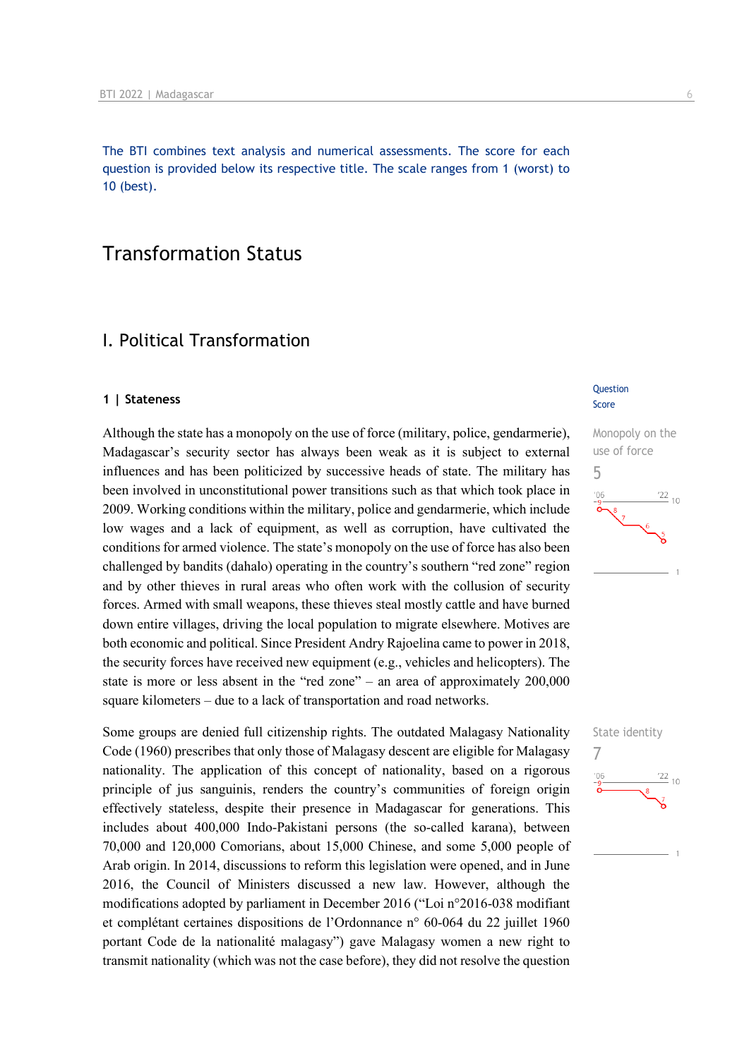The BTI combines text analysis and numerical assessments. The score for each question is provided below its respective title. The scale ranges from 1 (worst) to 10 (best).

# Transformation Status

## I. Political Transformation

### 1 | Stateness

Question Score

**Monopoly on the use of force**
5

Although the state has a monopoly on the use of force (military, police, gendarmerie), Madagascar's security sector has always been weak as it is subject to external influences and has been politicized by successive heads of state. The military has been involved in unconstitutional power transitions such as that which took place in 2009. Working conditions within the military, police and gendarmerie, which include low wages and a lack of equipment, as well as corruption, have cultivated the conditions for armed violence. The state's monopoly on the use of force has also been challenged by bandits (dahalo) operating in the country's southern "red zone" region and by other thieves in rural areas who often work with the collusion of security forces. Armed with small weapons, these thieves steal mostly cattle and have burned down entire villages, driving the local population to migrate elsewhere. Motives are both economic and political. Since President Andry Rajoelina came to power in 2018, the security forces have received new equipment (e.g., vehicles and helicopters). The state is more or less absent in the "red zone" – an area of approximately 200,000 square kilometers – due to a lack of transportation and road networks.

**State identity**
7

Some groups are denied full citizenship rights. The outdated Malagasy Nationality Code (1960) prescribes that only those of Malagasy descent are eligible for Malagasy nationality. The application of this concept of nationality, based on a rigorous principle of jus sanguinis, renders the country's communities of foreign origin effectively stateless, despite their presence in Madagascar for generations. This includes about 400,000 Indo-Pakistani persons (the so-called karana), between 70,000 and 120,000 Comorians, about 15,000 Chinese, and some 5,000 people of Arab origin. In 2014, discussions to reform this legislation were opened, and in June 2016, the Council of Ministers discussed a new law. However, although the modifications adopted by parliament in December 2016 ("Loi n°2016-038 modifiant et complétant certaines dispositions de l'Ordonnance n° 60-064 du 22 juillet 1960 portant Code de la nationalité malagasy") gave Malagasy women a new right to transmit nationality (which was not the case before), they did not resolve the question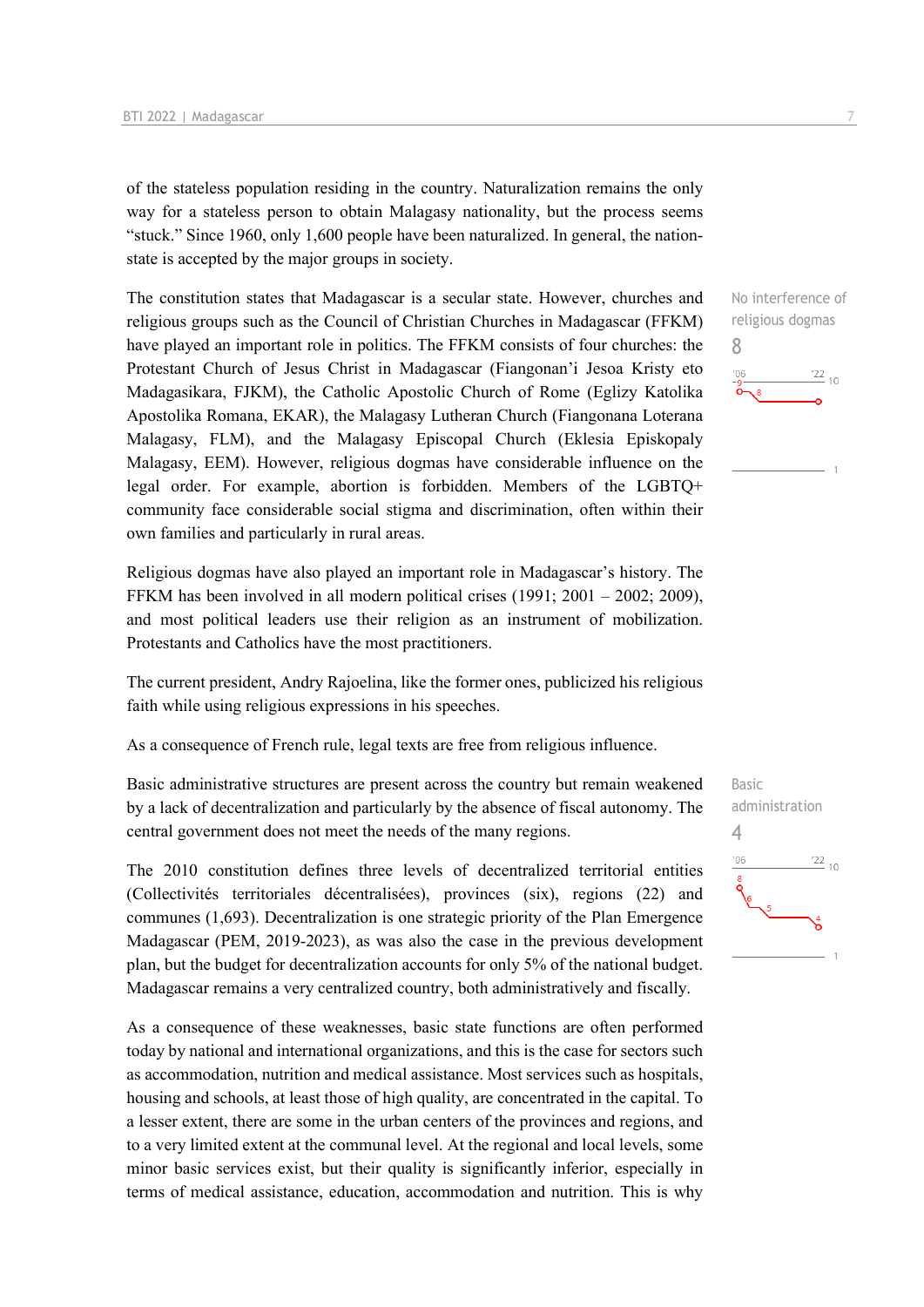of the stateless population residing in the country. Naturalization remains the only way for a stateless person to obtain Malagasy nationality, but the process seems "stuck." Since 1960, only 1,600 people have been naturalized. In general, the nation-state is accepted by the major groups in society.

No interference of religious dogmas
8

The constitution states that Madagascar is a secular state. However, churches and religious groups such as the Council of Christian Churches in Madagascar (FFKM) have played an important role in politics. The FFKM consists of four churches: the Protestant Church of Jesus Christ in Madagascar (Fiangonan'i Jesoa Kristy eto Madagasikara, FJKM), the Catholic Apostolic Church of Rome (Eglizy Katolika Apostolika Romana, EKAR), the Malagasy Lutheran Church (Fiangonana Loterana Malagasy, FLM), and the Malagasy Episcopal Church (Eklesia Episkopaly Malagasy, EEM). However, religious dogmas have considerable influence on the legal order. For example, abortion is forbidden. Members of the LGBTQ+ community face considerable social stigma and discrimination, often within their own families and particularly in rural areas.

Religious dogmas have also played an important role in Madagascar's history. The FFKM has been involved in all modern political crises (1991; 2001 – 2002; 2009), and most political leaders use their religion as an instrument of mobilization. Protestants and Catholics have the most practitioners.

The current president, Andry Rajoelina, like the former ones, publicized his religious faith while using religious expressions in his speeches.

As a consequence of French rule, legal texts are free from religious influence.

Basic administration
4

Basic administrative structures are present across the country but remain weakened by a lack of decentralization and particularly by the absence of fiscal autonomy. The central government does not meet the needs of the many regions.

The 2010 constitution defines three levels of decentralized territorial entities (Collectivités territoriales décentralisées), provinces (six), regions (22) and communes (1,693). Decentralization is one strategic priority of the Plan Emergence Madagascar (PEM, 2019-2023), as was also the case in the previous development plan, but the budget for decentralization accounts for only 5% of the national budget. Madagascar remains a very centralized country, both administratively and fiscally.

As a consequence of these weaknesses, basic state functions are often performed today by national and international organizations, and this is the case for sectors such as accommodation, nutrition and medical assistance. Most services such as hospitals, housing and schools, at least those of high quality, are concentrated in the capital. To a lesser extent, there are some in the urban centers of the provinces and regions, and to a very limited extent at the communal level. At the regional and local levels, some minor basic services exist, but their quality is significantly inferior, especially in terms of medical assistance, education, accommodation and nutrition. This is why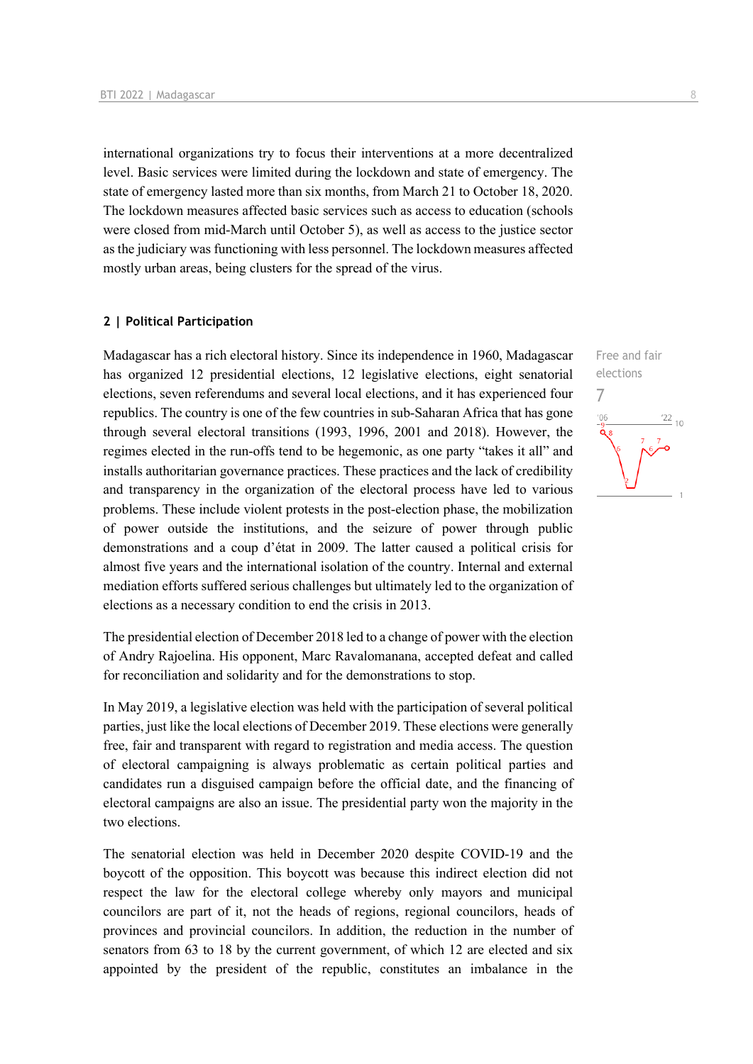international organizations try to focus their interventions at a more decentralized level. Basic services were limited during the lockdown and state of emergency. The state of emergency lasted more than six months, from March 21 to October 18, 2020. The lockdown measures affected basic services such as access to education (schools were closed from mid-March until October 5), as well as access to the justice sector as the judiciary was functioning with less personnel. The lockdown measures affected mostly urban areas, being clusters for the spread of the virus.

## 2 | Political Participation

Free and fair elections

7

Madagascar has a rich electoral history. Since its independence in 1960, Madagascar has organized 12 presidential elections, 12 legislative elections, eight senatorial elections, seven referendums and several local elections, and it has experienced four republics. The country is one of the few countries in sub-Saharan Africa that has gone through several electoral transitions (1993, 1996, 2001 and 2018). However, the regimes elected in the run-offs tend to be hegemonic, as one party "takes it all" and installs authoritarian governance practices. These practices and the lack of credibility and transparency in the organization of the electoral process have led to various problems. These include violent protests in the post-election phase, the mobilization of power outside the institutions, and the seizure of power through public demonstrations and a coup d'état in 2009. The latter caused a political crisis for almost five years and the international isolation of the country. Internal and external mediation efforts suffered serious challenges but ultimately led to the organization of elections as a necessary condition to end the crisis in 2013.

The presidential election of December 2018 led to a change of power with the election of Andry Rajoelina. His opponent, Marc Ravalomanana, accepted defeat and called for reconciliation and solidarity and for the demonstrations to stop.

In May 2019, a legislative election was held with the participation of several political parties, just like the local elections of December 2019. These elections were generally free, fair and transparent with regard to registration and media access. The question of electoral campaigning is always problematic as certain political parties and candidates run a disguised campaign before the official date, and the financing of electoral campaigns are also an issue. The presidential party won the majority in the two elections.

The senatorial election was held in December 2020 despite COVID-19 and the boycott of the opposition. This boycott was because this indirect election did not respect the law for the electoral college whereby only mayors and municipal councilors are part of it, not the heads of regions, regional councilors, heads of provinces and provincial councilors. In addition, the reduction in the number of senators from 63 to 18 by the current government, of which 12 are elected and six appointed by the president of the republic, constitutes an imbalance in the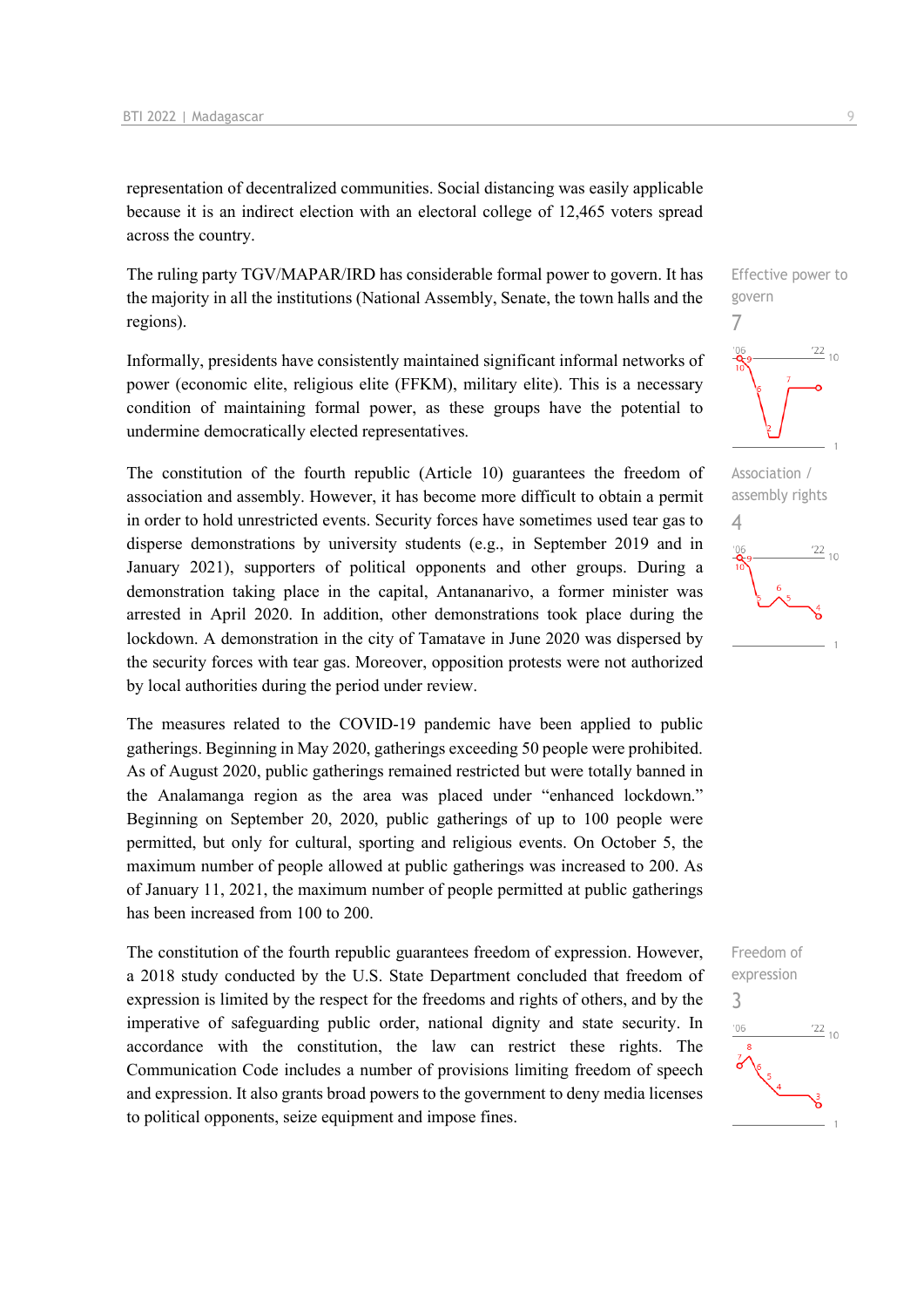representation of decentralized communities. Social distancing was easily applicable because it is an indirect election with an electoral college of 12,465 voters spread across the country.

Effective power to govern
7

The ruling party TGV/MAPAR/IRD has considerable formal power to govern. It has the majority in all the institutions (National Assembly, Senate, the town halls and the regions).

Informally, presidents have consistently maintained significant informal networks of power (economic elite, religious elite (FFKM), military elite). This is a necessary condition of maintaining formal power, as these groups have the potential to undermine democratically elected representatives.

Association / assembly rights
4

The constitution of the fourth republic (Article 10) guarantees the freedom of association and assembly. However, it has become more difficult to obtain a permit in order to hold unrestricted events. Security forces have sometimes used tear gas to disperse demonstrations by university students (e.g., in September 2019 and in January 2021), supporters of political opponents and other groups. During a demonstration taking place in the capital, Antananarivo, a former minister was arrested in April 2020. In addition, other demonstrations took place during the lockdown. A demonstration in the city of Tamatave in June 2020 was dispersed by the security forces with tear gas. Moreover, opposition protests were not authorized by local authorities during the period under review.

The measures related to the COVID-19 pandemic have been applied to public gatherings. Beginning in May 2020, gatherings exceeding 50 people were prohibited. As of August 2020, public gatherings remained restricted but were totally banned in the Analamanga region as the area was placed under "enhanced lockdown." Beginning on September 20, 2020, public gatherings of up to 100 people were permitted, but only for cultural, sporting and religious events. On October 5, the maximum number of people allowed at public gatherings was increased to 200. As of January 11, 2021, the maximum number of people permitted at public gatherings has been increased from 100 to 200.

Freedom of expression
3

The constitution of the fourth republic guarantees freedom of expression. However, a 2018 study conducted by the U.S. State Department concluded that freedom of expression is limited by the respect for the freedoms and rights of others, and by the imperative of safeguarding public order, national dignity and state security. In accordance with the constitution, the law can restrict these rights. The Communication Code includes a number of provisions limiting freedom of speech and expression. It also grants broad powers to the government to deny media licenses to political opponents, seize equipment and impose fines.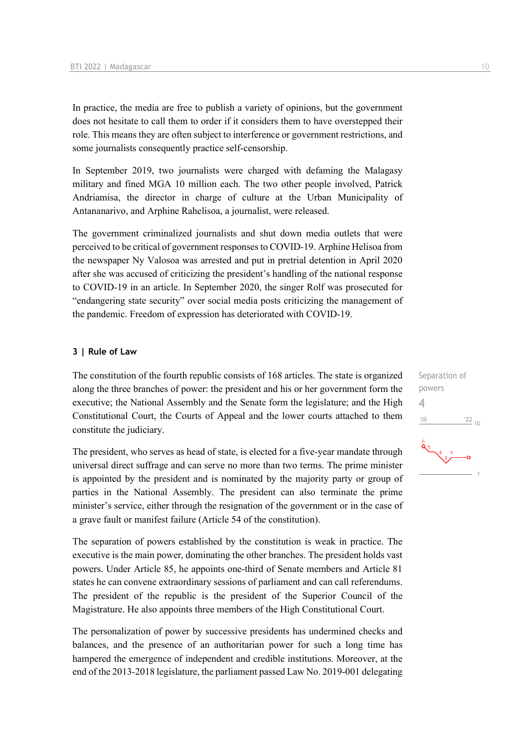In practice, the media are free to publish a variety of opinions, but the government does not hesitate to call them to order if it considers them to have overstepped their role. This means they are often subject to interference or government restrictions, and some journalists consequently practice self-censorship.

In September 2019, two journalists were charged with defaming the Malagasy military and fined MGA 10 million each. The two other people involved, Patrick Andriamisa, the director in charge of culture at the Urban Municipality of Antananarivo, and Arphine Rahelisoa, a journalist, were released.

The government criminalized journalists and shut down media outlets that were perceived to be critical of government responses to COVID-19. Arphine Helisoa from the newspaper Ny Valosoa was arrested and put in pretrial detention in April 2020 after she was accused of criticizing the president's handling of the national response to COVID-19 in an article. In September 2020, the singer Rolf was prosecuted for "endangering state security" over social media posts criticizing the management of the pandemic. Freedom of expression has deteriorated with COVID-19.

## 3 | Rule of Law

Separation of powers

4

The constitution of the fourth republic consists of 168 articles. The state is organized along the three branches of power: the president and his or her government form the executive; the National Assembly and the Senate form the legislature; and the High Constitutional Court, the Courts of Appeal and the lower courts attached to them constitute the judiciary.

The president, who serves as head of state, is elected for a five-year mandate through universal direct suffrage and can serve no more than two terms. The prime minister is appointed by the president and is nominated by the majority party or group of parties in the National Assembly. The president can also terminate the prime minister's service, either through the resignation of the government or in the case of a grave fault or manifest failure (Article 54 of the constitution).

The separation of powers established by the constitution is weak in practice. The executive is the main power, dominating the other branches. The president holds vast powers. Under Article 85, he appoints one-third of Senate members and Article 81 states he can convene extraordinary sessions of parliament and can call referendums. The president of the republic is the president of the Superior Council of the Magistrature. He also appoints three members of the High Constitutional Court.

The personalization of power by successive presidents has undermined checks and balances, and the presence of an authoritarian power for such a long time has hampered the emergence of independent and credible institutions. Moreover, at the end of the 2013-2018 legislature, the parliament passed Law No. 2019-001 delegating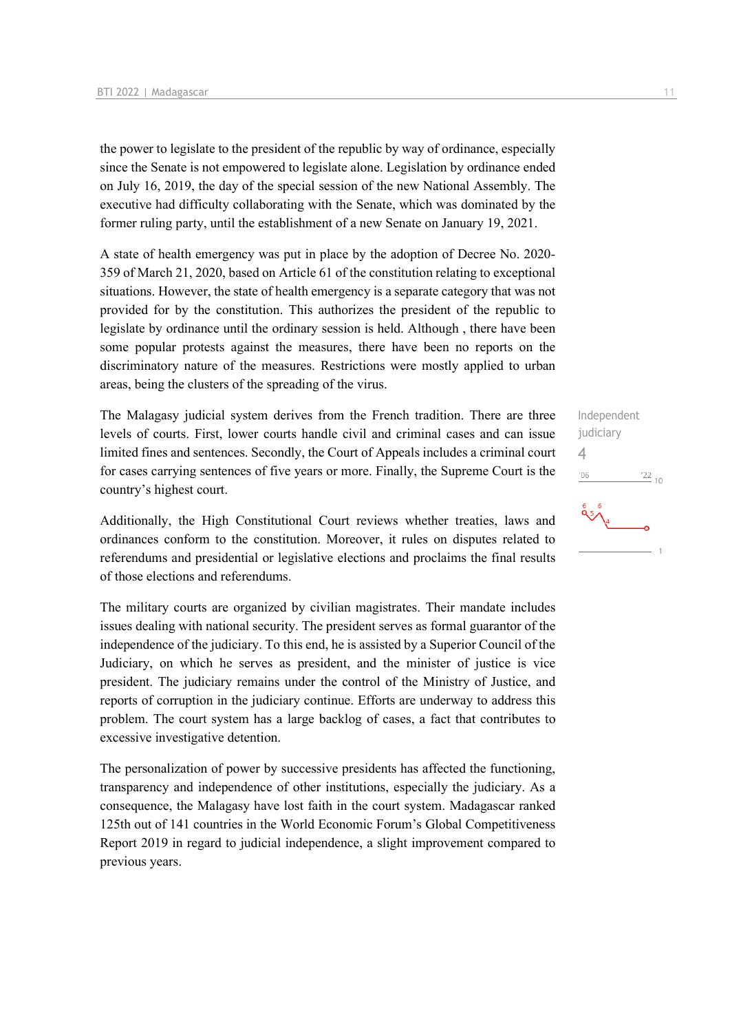the power to legislate to the president of the republic by way of ordinance, especially since the Senate is not empowered to legislate alone. Legislation by ordinance ended on July 16, 2019, the day of the special session of the new National Assembly. The executive had difficulty collaborating with the Senate, which was dominated by the former ruling party, until the establishment of a new Senate on January 19, 2021.

A state of health emergency was put in place by the adoption of Decree No. 2020-359 of March 21, 2020, based on Article 61 of the constitution relating to exceptional situations. However, the state of health emergency is a separate category that was not provided for by the constitution. This authorizes the president of the republic to legislate by ordinance until the ordinary session is held. Although , there have been some popular protests against the measures, there have been no reports on the discriminatory nature of the measures. Restrictions were mostly applied to urban areas, being the clusters of the spreading of the virus.

Independent judiciary
4

The Malagasy judicial system derives from the French tradition. There are three levels of courts. First, lower courts handle civil and criminal cases and can issue limited fines and sentences. Secondly, the Court of Appeals includes a criminal court for cases carrying sentences of five years or more. Finally, the Supreme Court is the country's highest court.

Additionally, the High Constitutional Court reviews whether treaties, laws and ordinances conform to the constitution. Moreover, it rules on disputes related to referendums and presidential or legislative elections and proclaims the final results of those elections and referendums.

The military courts are organized by civilian magistrates. Their mandate includes issues dealing with national security. The president serves as formal guarantor of the independence of the judiciary. To this end, he is assisted by a Superior Council of the Judiciary, on which he serves as president, and the minister of justice is vice president. The judiciary remains under the control of the Ministry of Justice, and reports of corruption in the judiciary continue. Efforts are underway to address this problem. The court system has a large backlog of cases, a fact that contributes to excessive investigative detention.

The personalization of power by successive presidents has affected the functioning, transparency and independence of other institutions, especially the judiciary. As a consequence, the Malagasy have lost faith in the court system. Madagascar ranked 125th out of 141 countries in the World Economic Forum's Global Competitiveness Report 2019 in regard to judicial independence, a slight improvement compared to previous years.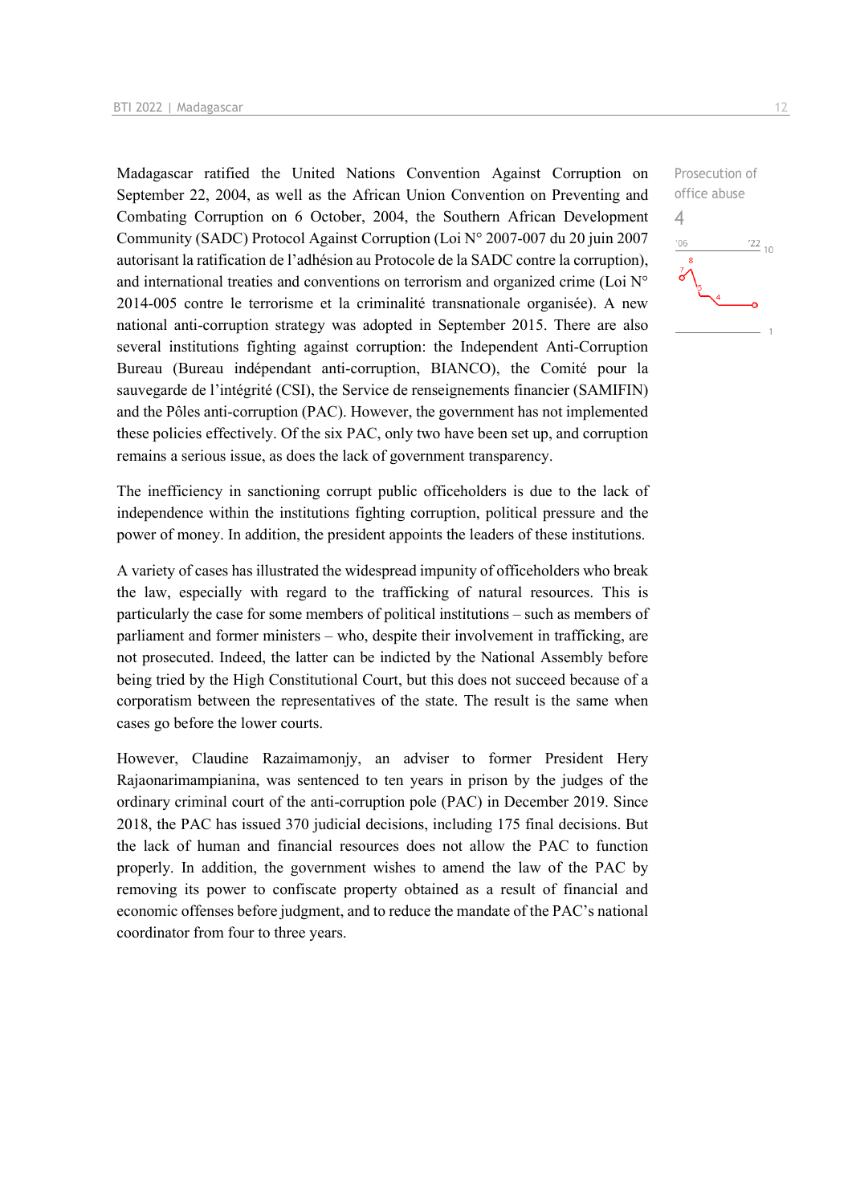Madagascar ratified the United Nations Convention Against Corruption on September 22, 2004, as well as the African Union Convention on Preventing and Combating Corruption on 6 October, 2004, the Southern African Development Community (SADC) Protocol Against Corruption (Loi N° 2007-007 du 20 juin 2007 autorisant la ratification de l'adhésion au Protocole de la SADC contre la corruption), and international treaties and conventions on terrorism and organized crime (Loi N° 2014-005 contre le terrorisme et la criminalité transnationale organisée). A new national anti-corruption strategy was adopted in September 2015. There are also several institutions fighting against corruption: the Independent Anti-Corruption Bureau (Bureau indépendant anti-corruption, BIANCO), the Comité pour la sauvegarde de l'intégrité (CSI), the Service de renseignements financier (SAMIFIN) and the Pôles anti-corruption (PAC). However, the government has not implemented these policies effectively. Of the six PAC, only two have been set up, and corruption remains a serious issue, as does the lack of government transparency.

Prosecution of office abuse

4

The inefficiency in sanctioning corrupt public officeholders is due to the lack of independence within the institutions fighting corruption, political pressure and the power of money. In addition, the president appoints the leaders of these institutions.

A variety of cases has illustrated the widespread impunity of officeholders who break the law, especially with regard to the trafficking of natural resources. This is particularly the case for some members of political institutions – such as members of parliament and former ministers – who, despite their involvement in trafficking, are not prosecuted. Indeed, the latter can be indicted by the National Assembly before being tried by the High Constitutional Court, but this does not succeed because of a corporatism between the representatives of the state. The result is the same when cases go before the lower courts.

However, Claudine Razaimamonjy, an adviser to former President Hery Rajaonarimampianina, was sentenced to ten years in prison by the judges of the ordinary criminal court of the anti-corruption pole (PAC) in December 2019. Since 2018, the PAC has issued 370 judicial decisions, including 175 final decisions. But the lack of human and financial resources does not allow the PAC to function properly. In addition, the government wishes to amend the law of the PAC by removing its power to confiscate property obtained as a result of financial and economic offenses before judgment, and to reduce the mandate of the PAC's national coordinator from four to three years.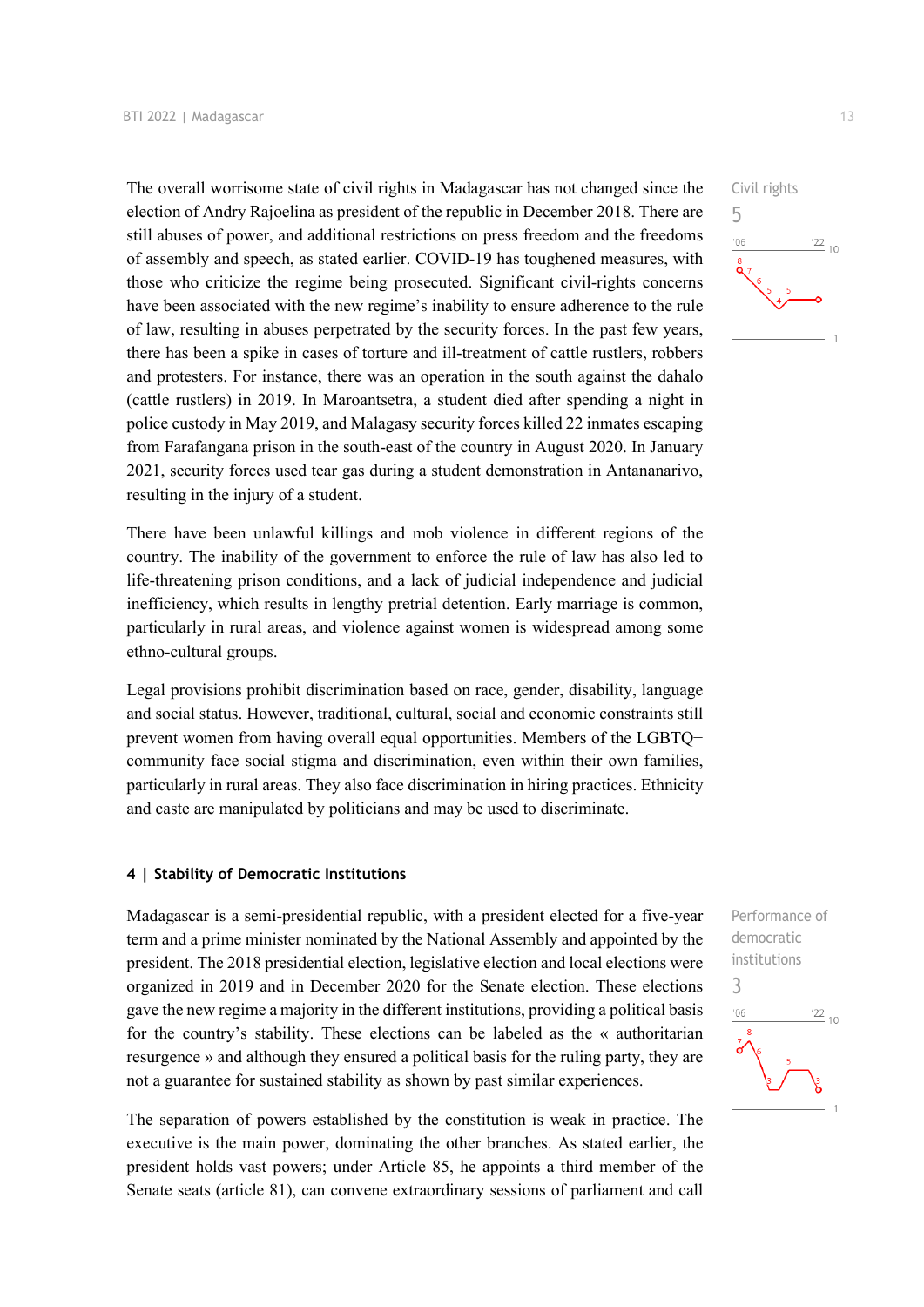Civil rights

5

The overall worrisome state of civil rights in Madagascar has not changed since the election of Andry Rajoelina as president of the republic in December 2018. There are still abuses of power, and additional restrictions on press freedom and the freedoms of assembly and speech, as stated earlier. COVID-19 has toughened measures, with those who criticize the regime being prosecuted. Significant civil-rights concerns have been associated with the new regime's inability to ensure adherence to the rule of law, resulting in abuses perpetrated by the security forces. In the past few years, there has been a spike in cases of torture and ill-treatment of cattle rustlers, robbers and protesters. For instance, there was an operation in the south against the dahalo (cattle rustlers) in 2019. In Maroantsetra, a student died after spending a night in police custody in May 2019, and Malagasy security forces killed 22 inmates escaping from Farafangana prison in the south-east of the country in August 2020. In January 2021, security forces used tear gas during a student demonstration in Antananarivo, resulting in the injury of a student.

There have been unlawful killings and mob violence in different regions of the country. The inability of the government to enforce the rule of law has also led to life-threatening prison conditions, and a lack of judicial independence and judicial inefficiency, which results in lengthy pretrial detention. Early marriage is common, particularly in rural areas, and violence against women is widespread among some ethno-cultural groups.

Legal provisions prohibit discrimination based on race, gender, disability, language and social status. However, traditional, cultural, social and economic constraints still prevent women from having overall equal opportunities. Members of the LGBTQ+ community face social stigma and discrimination, even within their own families, particularly in rural areas. They also face discrimination in hiring practices. Ethnicity and caste are manipulated by politicians and may be used to discriminate.

## 4 | Stability of Democratic Institutions

Performance of democratic institutions

3

Madagascar is a semi-presidential republic, with a president elected for a five-year term and a prime minister nominated by the National Assembly and appointed by the president. The 2018 presidential election, legislative election and local elections were organized in 2019 and in December 2020 for the Senate election. These elections gave the new regime a majority in the different institutions, providing a political basis for the country's stability. These elections can be labeled as the « authoritarian resurgence » and although they ensured a political basis for the ruling party, they are not a guarantee for sustained stability as shown by past similar experiences.

The separation of powers established by the constitution is weak in practice. The executive is the main power, dominating the other branches. As stated earlier, the president holds vast powers; under Article 85, he appoints a third member of the Senate seats (article 81), can convene extraordinary sessions of parliament and call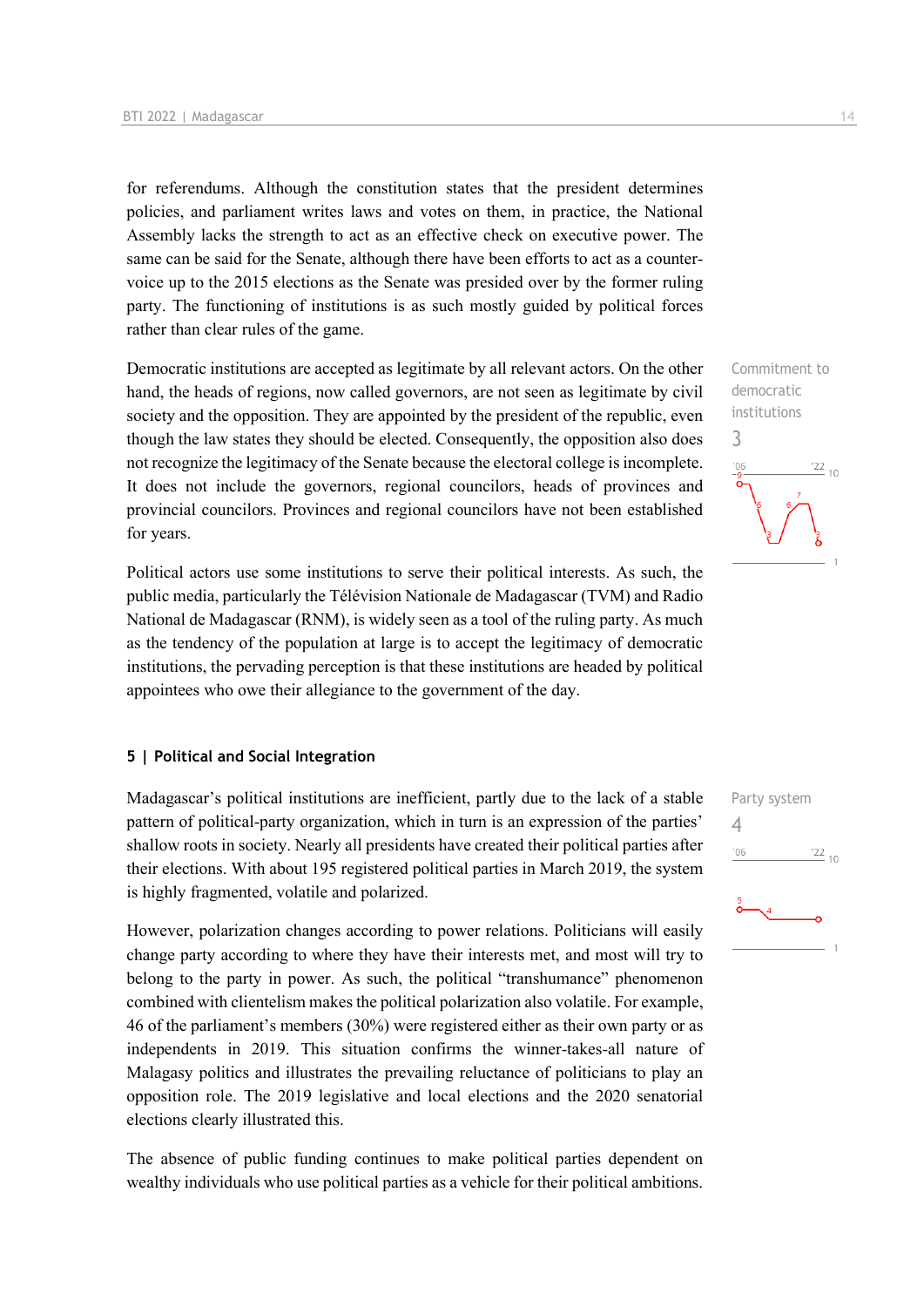for referendums. Although the constitution states that the president determines policies, and parliament writes laws and votes on them, in practice, the National Assembly lacks the strength to act as an effective check on executive power. The same can be said for the Senate, although there have been efforts to act as a counter-voice up to the 2015 elections as the Senate was presided over by the former ruling party. The functioning of institutions is as such mostly guided by political forces rather than clear rules of the game.

Commitment to democratic institutions
3

Democratic institutions are accepted as legitimate by all relevant actors. On the other hand, the heads of regions, now called governors, are not seen as legitimate by civil society and the opposition. They are appointed by the president of the republic, even though the law states they should be elected. Consequently, the opposition also does not recognize the legitimacy of the Senate because the electoral college is incomplete. It does not include the governors, regional councilors, heads of provinces and provincial councilors. Provinces and regional councilors have not been established for years.

Political actors use some institutions to serve their political interests. As such, the public media, particularly the Télévision Nationale de Madagascar (TVM) and Radio National de Madagascar (RNM), is widely seen as a tool of the ruling party. As much as the tendency of the population at large is to accept the legitimacy of democratic institutions, the pervading perception is that these institutions are headed by political appointees who owe their allegiance to the government of the day.

## 5 | Political and Social Integration

Party system
4

Madagascar's political institutions are inefficient, partly due to the lack of a stable pattern of political-party organization, which in turn is an expression of the parties' shallow roots in society. Nearly all presidents have created their political parties after their elections. With about 195 registered political parties in March 2019, the system is highly fragmented, volatile and polarized.

However, polarization changes according to power relations. Politicians will easily change party according to where they have their interests met, and most will try to belong to the party in power. As such, the political "transhumance" phenomenon combined with clientelism makes the political polarization also volatile. For example, 46 of the parliament's members (30%) were registered either as their own party or as independents in 2019. This situation confirms the winner-takes-all nature of Malagasy politics and illustrates the prevailing reluctance of politicians to play an opposition role. The 2019 legislative and local elections and the 2020 senatorial elections clearly illustrated this.

The absence of public funding continues to make political parties dependent on wealthy individuals who use political parties as a vehicle for their political ambitions.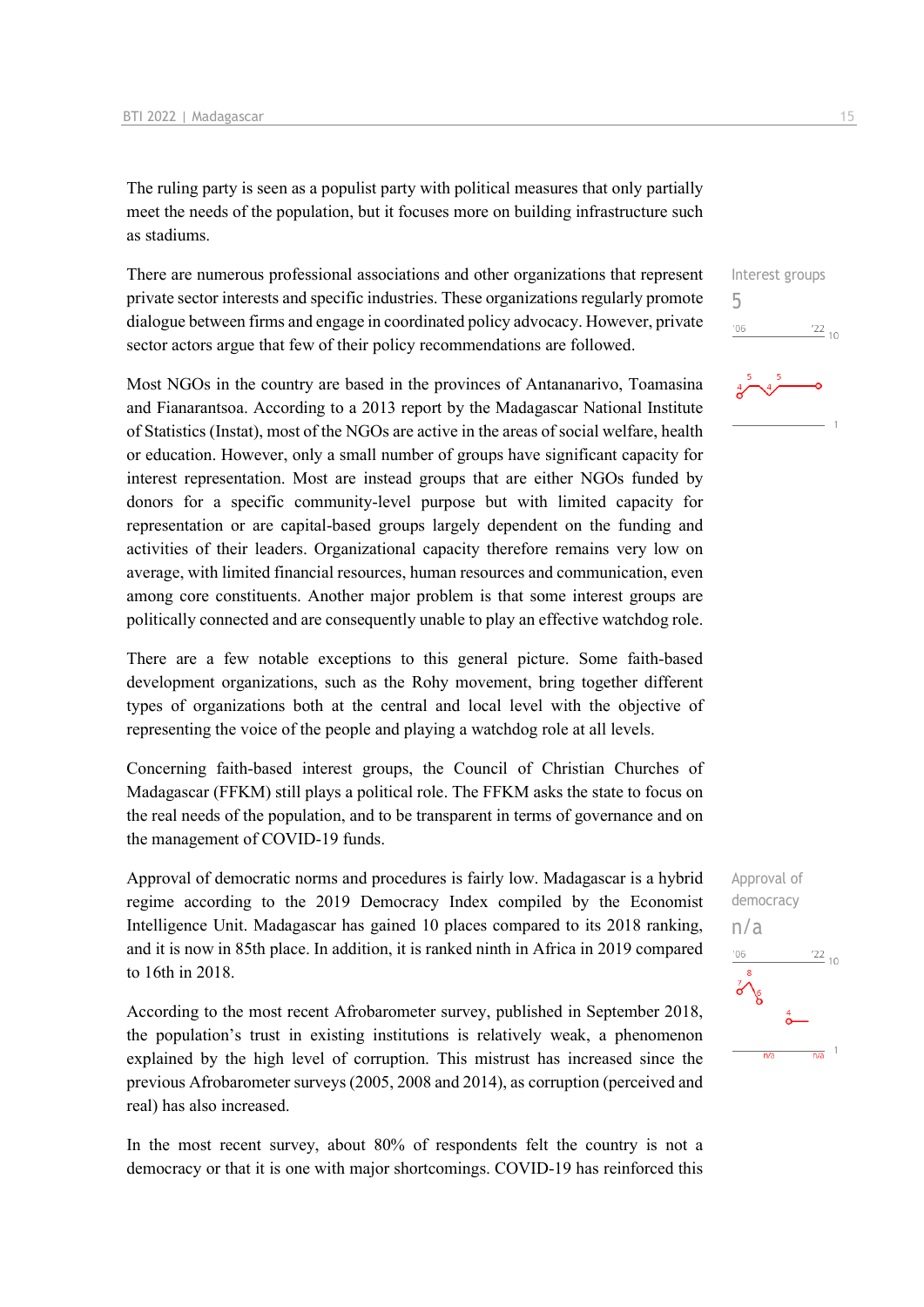The ruling party is seen as a populist party with political measures that only partially meet the needs of the population, but it focuses more on building infrastructure such as stadiums.

There are numerous professional associations and other organizations that represent private sector interests and specific industries. These organizations regularly promote dialogue between firms and engage in coordinated policy advocacy. However, private sector actors argue that few of their policy recommendations are followed.

Interest groups
5

Most NGOs in the country are based in the provinces of Antananarivo, Toamasina and Fianarantsoa. According to a 2013 report by the Madagascar National Institute of Statistics (Instat), most of the NGOs are active in the areas of social welfare, health or education. However, only a small number of groups have significant capacity for interest representation. Most are instead groups that are either NGOs funded by donors for a specific community-level purpose but with limited capacity for representation or are capital-based groups largely dependent on the funding and activities of their leaders. Organizational capacity therefore remains very low on average, with limited financial resources, human resources and communication, even among core constituents. Another major problem is that some interest groups are politically connected and are consequently unable to play an effective watchdog role.

There are a few notable exceptions to this general picture. Some faith-based development organizations, such as the Rohy movement, bring together different types of organizations both at the central and local level with the objective of representing the voice of the people and playing a watchdog role at all levels.

Concerning faith-based interest groups, the Council of Christian Churches of Madagascar (FFKM) still plays a political role. The FFKM asks the state to focus on the real needs of the population, and to be transparent in terms of governance and on the management of COVID-19 funds.

Approval of democratic norms and procedures is fairly low. Madagascar is a hybrid regime according to the 2019 Democracy Index compiled by the Economist Intelligence Unit. Madagascar has gained 10 places compared to its 2018 ranking, and it is now in 85th place. In addition, it is ranked ninth in Africa in 2019 compared to 16th in 2018.

Approval of democracy
n/a

According to the most recent Afrobarometer survey, published in September 2018, the population's trust in existing institutions is relatively weak, a phenomenon explained by the high level of corruption. This mistrust has increased since the previous Afrobarometer surveys (2005, 2008 and 2014), as corruption (perceived and real) has also increased.

In the most recent survey, about 80% of respondents felt the country is not a democracy or that it is one with major shortcomings. COVID-19 has reinforced this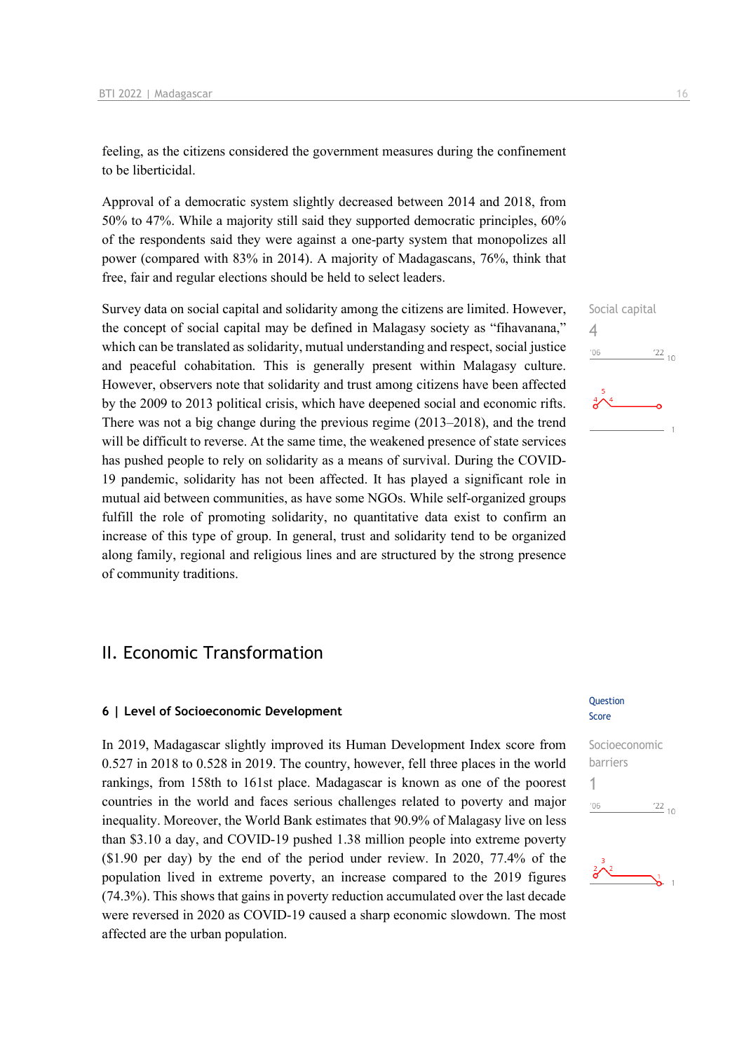feeling, as the citizens considered the government measures during the confinement to be liberticidal.

Approval of a democratic system slightly decreased between 2014 and 2018, from 50% to 47%. While a majority still said they supported democratic principles, 60% of the respondents said they were against a one-party system that monopolizes all power (compared with 83% in 2014). A majority of Madagascans, 76%, think that free, fair and regular elections should be held to select leaders.

Social capital
4

Survey data on social capital and solidarity among the citizens are limited. However, the concept of social capital may be defined in Malagasy society as "fihavanana," which can be translated as solidarity, mutual understanding and respect, social justice and peaceful cohabitation. This is generally present within Malagasy culture. However, observers note that solidarity and trust among citizens have been affected by the 2009 to 2013 political crisis, which have deepened social and economic rifts. There was not a big change during the previous regime (2013–2018), and the trend will be difficult to reverse. At the same time, the weakened presence of state services has pushed people to rely on solidarity as a means of survival. During the COVID-19 pandemic, solidarity has not been affected. It has played a significant role in mutual aid between communities, as have some NGOs. While self-organized groups fulfill the role of promoting solidarity, no quantitative data exist to confirm an increase of this type of group. In general, trust and solidarity tend to be organized along family, regional and religious lines and are structured by the strong presence of community traditions.

# II. Economic Transformation

## 6 | Level of Socioeconomic Development

Socioeconomic barriers
1

In 2019, Madagascar slightly improved its Human Development Index score from 0.527 in 2018 to 0.528 in 2019. The country, however, fell three places in the world rankings, from 158th to 161st place. Madagascar is known as one of the poorest countries in the world and faces serious challenges related to poverty and major inequality. Moreover, the World Bank estimates that 90.9% of Malagasy live on less than \$3.10 a day, and COVID-19 pushed 1.38 million people into extreme poverty (\$1.90 per day) by the end of the period under review. In 2020, 77.4% of the population lived in extreme poverty, an increase compared to the 2019 figures (74.3%). This shows that gains in poverty reduction accumulated over the last decade were reversed in 2020 as COVID-19 caused a sharp economic slowdown. The most affected are the urban population.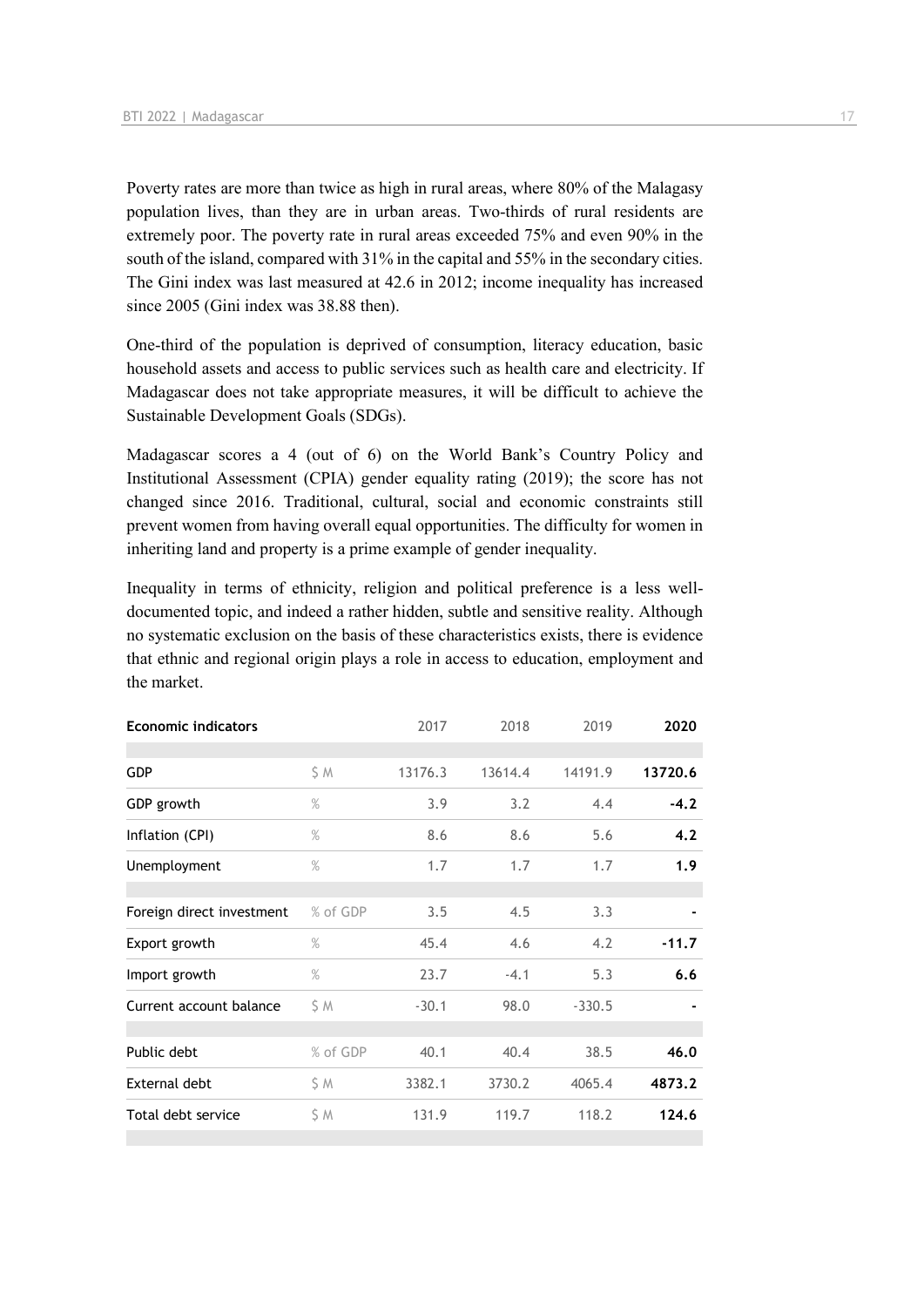Poverty rates are more than twice as high in rural areas, where 80% of the Malagasy population lives, than they are in urban areas. Two-thirds of rural residents are extremely poor. The poverty rate in rural areas exceeded 75% and even 90% in the south of the island, compared with 31% in the capital and 55% in the secondary cities. The Gini index was last measured at 42.6 in 2012; income inequality has increased since 2005 (Gini index was 38.88 then).

One-third of the population is deprived of consumption, literacy education, basic household assets and access to public services such as health care and electricity. If Madagascar does not take appropriate measures, it will be difficult to achieve the Sustainable Development Goals (SDGs).

Madagascar scores a 4 (out of 6) on the World Bank's Country Policy and Institutional Assessment (CPIA) gender equality rating (2019); the score has not changed since 2016. Traditional, cultural, social and economic constraints still prevent women from having overall equal opportunities. The difficulty for women in inheriting land and property is a prime example of gender inequality.

Inequality in terms of ethnicity, religion and political preference is a less well-documented topic, and indeed a rather hidden, subtle and sensitive reality. Although no systematic exclusion on the basis of these characteristics exists, there is evidence that ethnic and regional origin plays a role in access to education, employment and the market.

| Economic indicators | | 2017 | 2018 | 2019 | 2020 |
|---|---|---|---|---|---|
| GDP | $ M | 13176.3 | 13614.4 | 14191.9 | **13720.6** |
| GDP growth | % | 3.9 | 3.2 | 4.4 | **-4.2** |
| Inflation (CPI) | % | 8.6 | 8.6 | 5.6 | **4.2** |
| Unemployment | % | 1.7 | 1.7 | 1.7 | **1.9** |
| Foreign direct investment | % of GDP | 3.5 | 4.5 | 3.3 | **-** |
| Export growth | % | 45.4 | 4.6 | 4.2 | **-11.7** |
| Import growth | % | 23.7 | -4.1 | 5.3 | **6.6** |
| Current account balance | $ M | -30.1 | 98.0 | -330.5 | **-** |
| Public debt | % of GDP | 40.1 | 40.4 | 38.5 | **46.0** |
| External debt | $ M | 3382.1 | 3730.2 | 4065.4 | **4873.2** |
| Total debt service | $ M | 131.9 | 119.7 | 118.2 | **124.6** |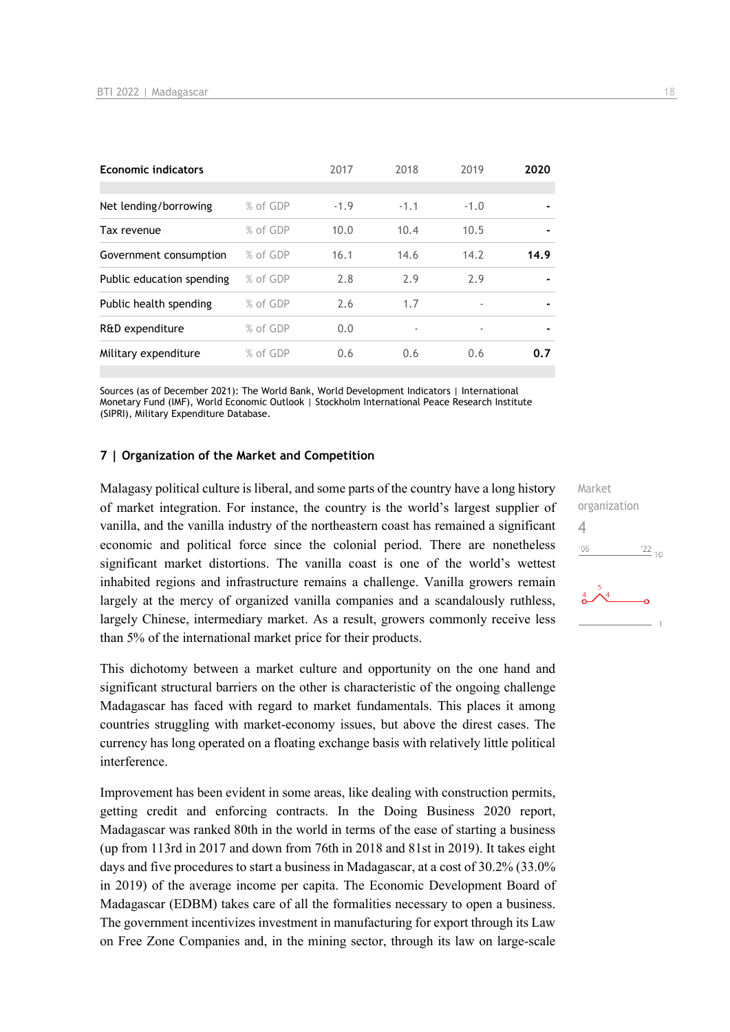| Economic indicators | | 2017 | 2018 | 2019 | **2020** |
|---|---|---|---|---|---|
| Net lending/borrowing | % of GDP | -1.9 | -1.1 | -1.0 | - |
| Tax revenue | % of GDP | 10.0 | 10.4 | 10.5 | - |
| Government consumption | % of GDP | 16.1 | 14.6 | 14.2 | **14.9** |
| Public education spending | % of GDP | 2.8 | 2.9 | 2.9 | - |
| Public health spending | % of GDP | 2.6 | 1.7 | - | - |
| R&D expenditure | % of GDP | 0.0 | - | - | - |
| Military expenditure | % of GDP | 0.6 | 0.6 | 0.6 | **0.7** |

Sources (as of December 2021): The World Bank, World Development Indicators | International Monetary Fund (IMF), World Economic Outlook | Stockholm International Peace Research Institute (SIPRI), Military Expenditure Database.

## 7 | Organization of the Market and Competition

Market organization
4

Malagasy political culture is liberal, and some parts of the country have a long history of market integration. For instance, the country is the world's largest supplier of vanilla, and the vanilla industry of the northeastern coast has remained a significant economic and political force since the colonial period. There are nonetheless significant market distortions. The vanilla coast is one of the world's wettest inhabited regions and infrastructure remains a challenge. Vanilla growers remain largely at the mercy of organized vanilla companies and a scandalously ruthless, largely Chinese, intermediary market. As a result, growers commonly receive less than 5% of the international market price for their products.

This dichotomy between a market culture and opportunity on the one hand and significant structural barriers on the other is characteristic of the ongoing challenge Madagascar has faced with regard to market fundamentals. This places it among countries struggling with market-economy issues, but above the direst cases. The currency has long operated on a floating exchange basis with relatively little political interference.

Improvement has been evident in some areas, like dealing with construction permits, getting credit and enforcing contracts. In the Doing Business 2020 report, Madagascar was ranked 80th in the world in terms of the ease of starting a business (up from 113rd in 2017 and down from 76th in 2018 and 81st in 2019). It takes eight days and five procedures to start a business in Madagascar, at a cost of 30.2% (33.0% in 2019) of the average income per capita. The Economic Development Board of Madagascar (EDBM) takes care of all the formalities necessary to open a business. The government incentivizes investment in manufacturing for export through its Law on Free Zone Companies and, in the mining sector, through its law on large-scale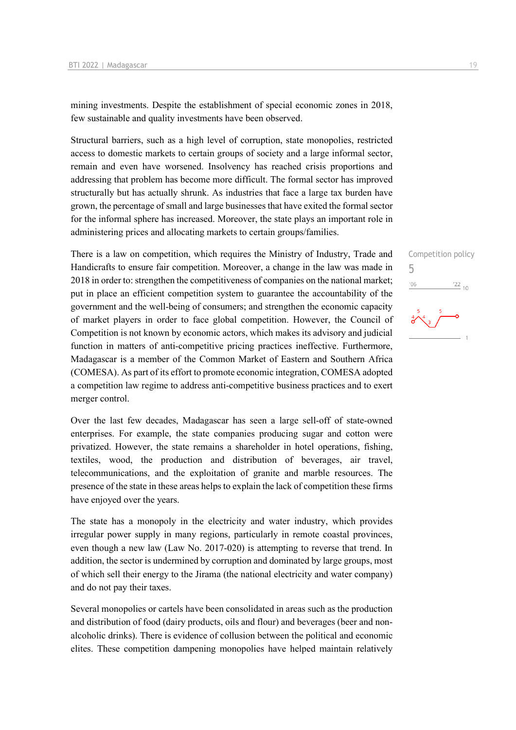mining investments. Despite the establishment of special economic zones in 2018, few sustainable and quality investments have been observed.

Structural barriers, such as a high level of corruption, state monopolies, restricted access to domestic markets to certain groups of society and a large informal sector, remain and even have worsened. Insolvency has reached crisis proportions and addressing that problem has become more difficult. The formal sector has improved structurally but has actually shrunk. As industries that face a large tax burden have grown, the percentage of small and large businesses that have exited the formal sector for the informal sphere has increased. Moreover, the state plays an important role in administering prices and allocating markets to certain groups/families.

Competition policy
5

There is a law on competition, which requires the Ministry of Industry, Trade and Handicrafts to ensure fair competition. Moreover, a change in the law was made in 2018 in order to: strengthen the competitiveness of companies on the national market; put in place an efficient competition system to guarantee the accountability of the government and the well-being of consumers; and strengthen the economic capacity of market players in order to face global competition. However, the Council of Competition is not known by economic actors, which makes its advisory and judicial function in matters of anti-competitive pricing practices ineffective. Furthermore, Madagascar is a member of the Common Market of Eastern and Southern Africa (COMESA). As part of its effort to promote economic integration, COMESA adopted a competition law regime to address anti-competitive business practices and to exert merger control.

Over the last few decades, Madagascar has seen a large sell-off of state-owned enterprises. For example, the state companies producing sugar and cotton were privatized. However, the state remains a shareholder in hotel operations, fishing, textiles, wood, the production and distribution of beverages, air travel, telecommunications, and the exploitation of granite and marble resources. The presence of the state in these areas helps to explain the lack of competition these firms have enjoyed over the years.

The state has a monopoly in the electricity and water industry, which provides irregular power supply in many regions, particularly in remote coastal provinces, even though a new law (Law No. 2017-020) is attempting to reverse that trend. In addition, the sector is undermined by corruption and dominated by large groups, most of which sell their energy to the Jirama (the national electricity and water company) and do not pay their taxes.

Several monopolies or cartels have been consolidated in areas such as the production and distribution of food (dairy products, oils and flour) and beverages (beer and non-alcoholic drinks). There is evidence of collusion between the political and economic elites. These competition dampening monopolies have helped maintain relatively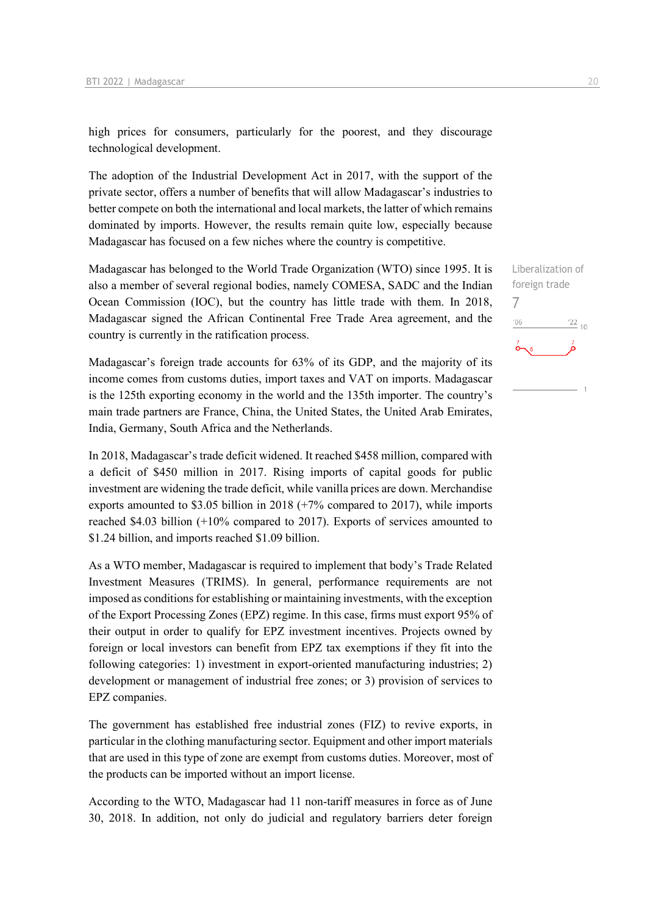high prices for consumers, particularly for the poorest, and they discourage technological development.

The adoption of the Industrial Development Act in 2017, with the support of the private sector, offers a number of benefits that will allow Madagascar's industries to better compete on both the international and local markets, the latter of which remains dominated by imports. However, the results remain quite low, especially because Madagascar has focused on a few niches where the country is competitive.

Liberalization of foreign trade
7

Madagascar has belonged to the World Trade Organization (WTO) since 1995. It is also a member of several regional bodies, namely COMESA, SADC and the Indian Ocean Commission (IOC), but the country has little trade with them. In 2018, Madagascar signed the African Continental Free Trade Area agreement, and the country is currently in the ratification process.

Madagascar's foreign trade accounts for 63% of its GDP, and the majority of its income comes from customs duties, import taxes and VAT on imports. Madagascar is the 125th exporting economy in the world and the 135th importer. The country's main trade partners are France, China, the United States, the United Arab Emirates, India, Germany, South Africa and the Netherlands.

In 2018, Madagascar's trade deficit widened. It reached $458 million, compared with a deficit of $450 million in 2017. Rising imports of capital goods for public investment are widening the trade deficit, while vanilla prices are down. Merchandise exports amounted to $3.05 billion in 2018 (+7% compared to 2017), while imports reached $4.03 billion (+10% compared to 2017). Exports of services amounted to $1.24 billion, and imports reached $1.09 billion.

As a WTO member, Madagascar is required to implement that body's Trade Related Investment Measures (TRIMS). In general, performance requirements are not imposed as conditions for establishing or maintaining investments, with the exception of the Export Processing Zones (EPZ) regime. In this case, firms must export 95% of their output in order to qualify for EPZ investment incentives. Projects owned by foreign or local investors can benefit from EPZ tax exemptions if they fit into the following categories: 1) investment in export-oriented manufacturing industries; 2) development or management of industrial free zones; or 3) provision of services to EPZ companies.

The government has established free industrial zones (FIZ) to revive exports, in particular in the clothing manufacturing sector. Equipment and other import materials that are used in this type of zone are exempt from customs duties. Moreover, most of the products can be imported without an import license.

According to the WTO, Madagascar had 11 non-tariff measures in force as of June 30, 2018. In addition, not only do judicial and regulatory barriers deter foreign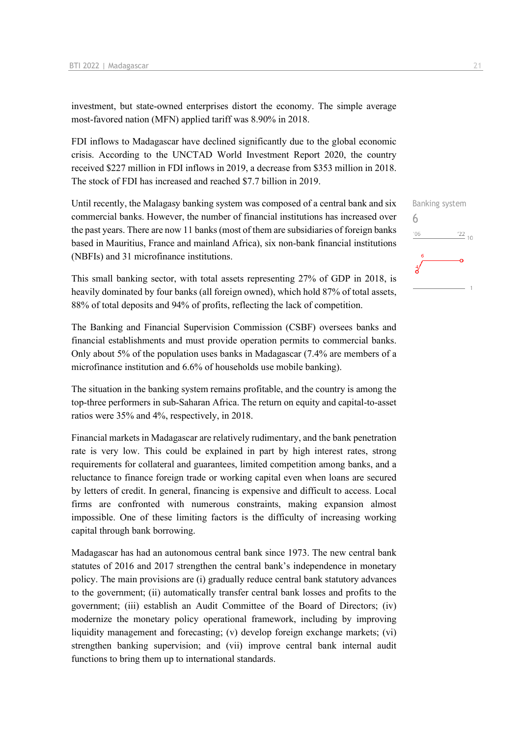investment, but state-owned enterprises distort the economy. The simple average most-favored nation (MFN) applied tariff was 8.90% in 2018.

FDI inflows to Madagascar have declined significantly due to the global economic crisis. According to the UNCTAD World Investment Report 2020, the country received $227 million in FDI inflows in 2019, a decrease from $353 million in 2018. The stock of FDI has increased and reached $7.7 billion in 2019.

Banking system

6

Until recently, the Malagasy banking system was composed of a central bank and six commercial banks. However, the number of financial institutions has increased over the past years. There are now 11 banks (most of them are subsidiaries of foreign banks based in Mauritius, France and mainland Africa), six non-bank financial institutions (NBFIs) and 31 microfinance institutions.

This small banking sector, with total assets representing 27% of GDP in 2018, is heavily dominated by four banks (all foreign owned), which hold 87% of total assets, 88% of total deposits and 94% of profits, reflecting the lack of competition.

The Banking and Financial Supervision Commission (CSBF) oversees banks and financial establishments and must provide operation permits to commercial banks. Only about 5% of the population uses banks in Madagascar (7.4% are members of a microfinance institution and 6.6% of households use mobile banking).

The situation in the banking system remains profitable, and the country is among the top-three performers in sub-Saharan Africa. The return on equity and capital-to-asset ratios were 35% and 4%, respectively, in 2018.

Financial markets in Madagascar are relatively rudimentary, and the bank penetration rate is very low. This could be explained in part by high interest rates, strong requirements for collateral and guarantees, limited competition among banks, and a reluctance to finance foreign trade or working capital even when loans are secured by letters of credit. In general, financing is expensive and difficult to access. Local firms are confronted with numerous constraints, making expansion almost impossible. One of these limiting factors is the difficulty of increasing working capital through bank borrowing.

Madagascar has had an autonomous central bank since 1973. The new central bank statutes of 2016 and 2017 strengthen the central bank's independence in monetary policy. The main provisions are (i) gradually reduce central bank statutory advances to the government; (ii) automatically transfer central bank losses and profits to the government; (iii) establish an Audit Committee of the Board of Directors; (iv) modernize the monetary policy operational framework, including by improving liquidity management and forecasting; (v) develop foreign exchange markets; (vi) strengthen banking supervision; and (vii) improve central bank internal audit functions to bring them up to international standards.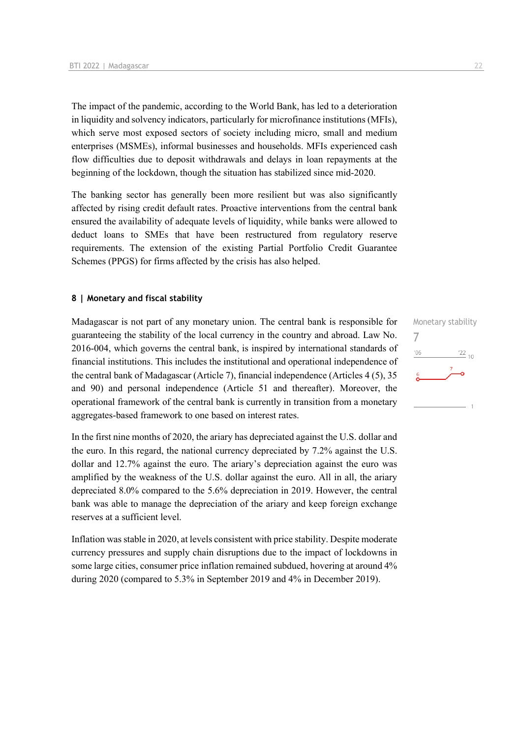The impact of the pandemic, according to the World Bank, has led to a deterioration in liquidity and solvency indicators, particularly for microfinance institutions (MFIs), which serve most exposed sectors of society including micro, small and medium enterprises (MSMEs), informal businesses and households. MFIs experienced cash flow difficulties due to deposit withdrawals and delays in loan repayments at the beginning of the lockdown, though the situation has stabilized since mid-2020.

The banking sector has generally been more resilient but was also significantly affected by rising credit default rates. Proactive interventions from the central bank ensured the availability of adequate levels of liquidity, while banks were allowed to deduct loans to SMEs that have been restructured from regulatory reserve requirements. The extension of the existing Partial Portfolio Credit Guarantee Schemes (PPGS) for firms affected by the crisis has also helped.

### 8 | Monetary and fiscal stability

Monetary stability
7

Madagascar is not part of any monetary union. The central bank is responsible for guaranteeing the stability of the local currency in the country and abroad. Law No. 2016-004, which governs the central bank, is inspired by international standards of financial institutions. This includes the institutional and operational independence of the central bank of Madagascar (Article 7), financial independence (Articles 4 (5), 35 and 90) and personal independence (Article 51 and thereafter). Moreover, the operational framework of the central bank is currently in transition from a monetary aggregates-based framework to one based on interest rates.

In the first nine months of 2020, the ariary has depreciated against the U.S. dollar and the euro. In this regard, the national currency depreciated by 7.2% against the U.S. dollar and 12.7% against the euro. The ariary's depreciation against the euro was amplified by the weakness of the U.S. dollar against the euro. All in all, the ariary depreciated 8.0% compared to the 5.6% depreciation in 2019. However, the central bank was able to manage the depreciation of the ariary and keep foreign exchange reserves at a sufficient level.

Inflation was stable in 2020, at levels consistent with price stability. Despite moderate currency pressures and supply chain disruptions due to the impact of lockdowns in some large cities, consumer price inflation remained subdued, hovering at around 4% during 2020 (compared to 5.3% in September 2019 and 4% in December 2019).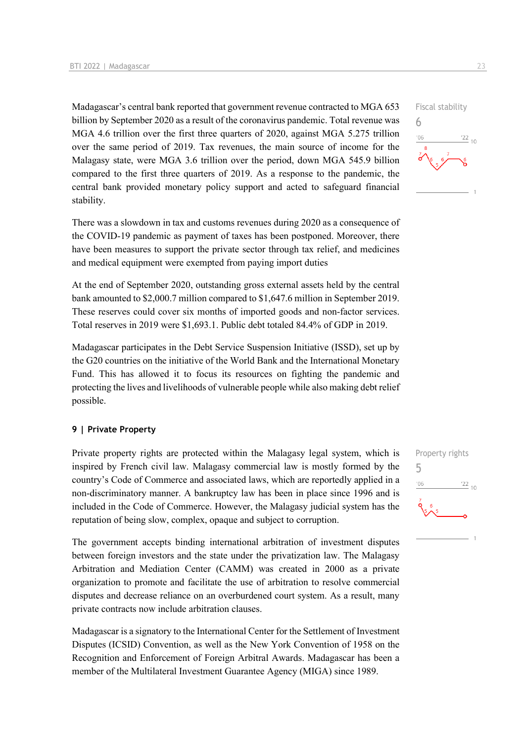Madagascar's central bank reported that government revenue contracted to MGA 653 billion by September 2020 as a result of the coronavirus pandemic. Total revenue was MGA 4.6 trillion over the first three quarters of 2020, against MGA 5.275 trillion over the same period of 2019. Tax revenues, the main source of income for the Malagasy state, were MGA 3.6 trillion over the period, down MGA 545.9 billion compared to the first three quarters of 2019. As a response to the pandemic, the central bank provided monetary policy support and acted to safeguard financial stability.

Fiscal stability
6

There was a slowdown in tax and customs revenues during 2020 as a consequence of the COVID-19 pandemic as payment of taxes has been postponed. Moreover, there have been measures to support the private sector through tax relief, and medicines and medical equipment were exempted from paying import duties

At the end of September 2020, outstanding gross external assets held by the central bank amounted to $2,000.7 million compared to $1,647.6 million in September 2019. These reserves could cover six months of imported goods and non-factor services. Total reserves in 2019 were $1,693.1. Public debt totaled 84.4% of GDP in 2019.

Madagascar participates in the Debt Service Suspension Initiative (ISSD), set up by the G20 countries on the initiative of the World Bank and the International Monetary Fund. This has allowed it to focus its resources on fighting the pandemic and protecting the lives and livelihoods of vulnerable people while also making debt relief possible.

## 9 | Private Property

Private property rights are protected within the Malagasy legal system, which is inspired by French civil law. Malagasy commercial law is mostly formed by the country's Code of Commerce and associated laws, which are reportedly applied in a non-discriminatory manner. A bankruptcy law has been in place since 1996 and is included in the Code of Commerce. However, the Malagasy judicial system has the reputation of being slow, complex, opaque and subject to corruption.

Property rights
5

The government accepts binding international arbitration of investment disputes between foreign investors and the state under the privatization law. The Malagasy Arbitration and Mediation Center (CAMM) was created in 2000 as a private organization to promote and facilitate the use of arbitration to resolve commercial disputes and decrease reliance on an overburdened court system. As a result, many private contracts now include arbitration clauses.

Madagascar is a signatory to the International Center for the Settlement of Investment Disputes (ICSID) Convention, as well as the New York Convention of 1958 on the Recognition and Enforcement of Foreign Arbitral Awards. Madagascar has been a member of the Multilateral Investment Guarantee Agency (MIGA) since 1989.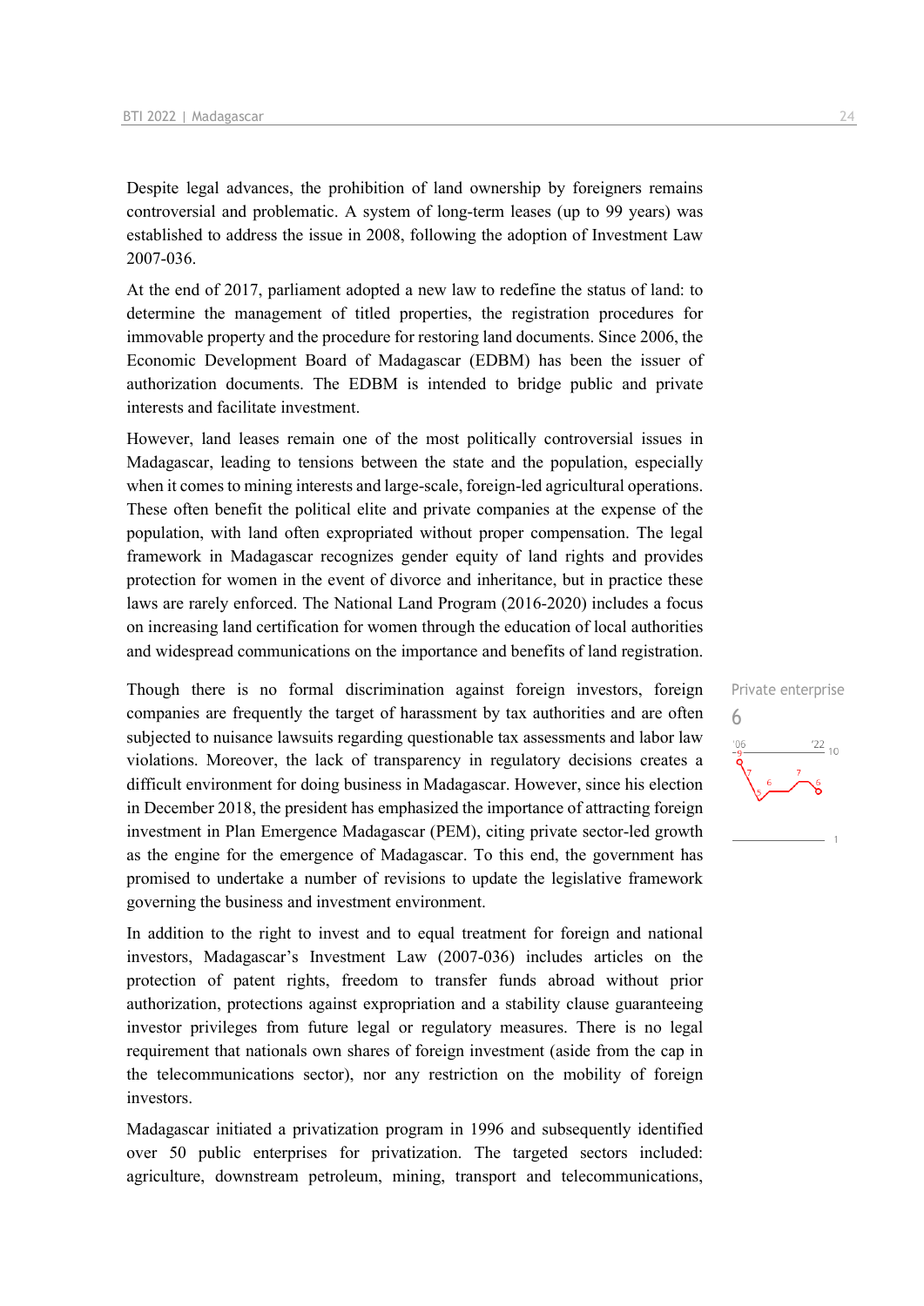Despite legal advances, the prohibition of land ownership by foreigners remains controversial and problematic. A system of long-term leases (up to 99 years) was established to address the issue in 2008, following the adoption of Investment Law 2007-036.

At the end of 2017, parliament adopted a new law to redefine the status of land: to determine the management of titled properties, the registration procedures for immovable property and the procedure for restoring land documents. Since 2006, the Economic Development Board of Madagascar (EDBM) has been the issuer of authorization documents. The EDBM is intended to bridge public and private interests and facilitate investment.

However, land leases remain one of the most politically controversial issues in Madagascar, leading to tensions between the state and the population, especially when it comes to mining interests and large-scale, foreign-led agricultural operations. These often benefit the political elite and private companies at the expense of the population, with land often expropriated without proper compensation. The legal framework in Madagascar recognizes gender equity of land rights and provides protection for women in the event of divorce and inheritance, but in practice these laws are rarely enforced. The National Land Program (2016-2020) includes a focus on increasing land certification for women through the education of local authorities and widespread communications on the importance and benefits of land registration.

Private enterprise
6

Though there is no formal discrimination against foreign investors, foreign companies are frequently the target of harassment by tax authorities and are often subjected to nuisance lawsuits regarding questionable tax assessments and labor law violations. Moreover, the lack of transparency in regulatory decisions creates a difficult environment for doing business in Madagascar. However, since his election in December 2018, the president has emphasized the importance of attracting foreign investment in Plan Emergence Madagascar (PEM), citing private sector-led growth as the engine for the emergence of Madagascar. To this end, the government has promised to undertake a number of revisions to update the legislative framework governing the business and investment environment.

In addition to the right to invest and to equal treatment for foreign and national investors, Madagascar's Investment Law (2007-036) includes articles on the protection of patent rights, freedom to transfer funds abroad without prior authorization, protections against expropriation and a stability clause guaranteeing investor privileges from future legal or regulatory measures. There is no legal requirement that nationals own shares of foreign investment (aside from the cap in the telecommunications sector), nor any restriction on the mobility of foreign investors.

Madagascar initiated a privatization program in 1996 and subsequently identified over 50 public enterprises for privatization. The targeted sectors included: agriculture, downstream petroleum, mining, transport and telecommunications,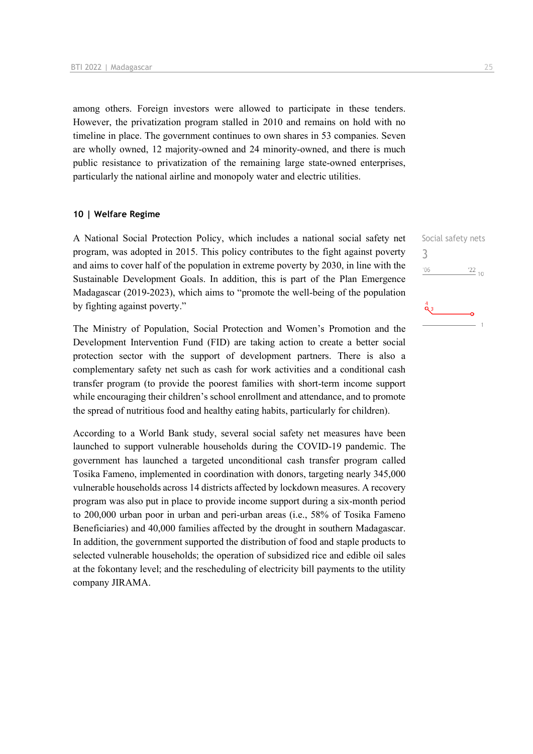among others. Foreign investors were allowed to participate in these tenders. However, the privatization program stalled in 2010 and remains on hold with no timeline in place. The government continues to own shares in 53 companies. Seven are wholly owned, 12 majority-owned and 24 minority-owned, and there is much public resistance to privatization of the remaining large state-owned enterprises, particularly the national airline and monopoly water and electric utilities.

## 10 | Welfare Regime

Social safety nets
3

A National Social Protection Policy, which includes a national social safety net program, was adopted in 2015. This policy contributes to the fight against poverty and aims to cover half of the population in extreme poverty by 2030, in line with the Sustainable Development Goals. In addition, this is part of the Plan Emergence Madagascar (2019-2023), which aims to "promote the well-being of the population by fighting against poverty."

The Ministry of Population, Social Protection and Women's Promotion and the Development Intervention Fund (FID) are taking action to create a better social protection sector with the support of development partners. There is also a complementary safety net such as cash for work activities and a conditional cash transfer program (to provide the poorest families with short-term income support while encouraging their children's school enrollment and attendance, and to promote the spread of nutritious food and healthy eating habits, particularly for children).

According to a World Bank study, several social safety net measures have been launched to support vulnerable households during the COVID-19 pandemic. The government has launched a targeted unconditional cash transfer program called Tosika Fameno, implemented in coordination with donors, targeting nearly 345,000 vulnerable households across 14 districts affected by lockdown measures. A recovery program was also put in place to provide income support during a six-month period to 200,000 urban poor in urban and peri-urban areas (i.e., 58% of Tosika Fameno Beneficiaries) and 40,000 families affected by the drought in southern Madagascar. In addition, the government supported the distribution of food and staple products to selected vulnerable households; the operation of subsidized rice and edible oil sales at the fokontany level; and the rescheduling of electricity bill payments to the utility company JIRAMA.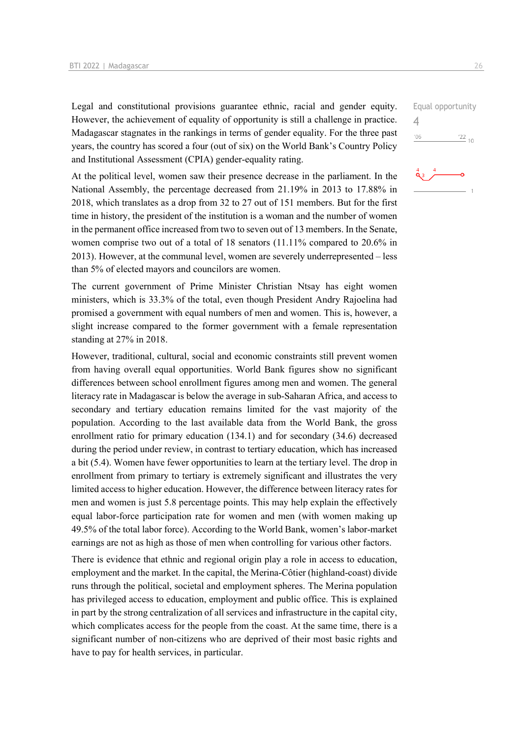Legal and constitutional provisions guarantee ethnic, racial and gender equity. However, the achievement of equality of opportunity is still a challenge in practice. Madagascar stagnates in the rankings in terms of gender equality. For the three past years, the country has scored a four (out of six) on the World Bank's Country Policy and Institutional Assessment (CPIA) gender-equality rating.

Equal opportunity
4

At the political level, women saw their presence decrease in the parliament. In the National Assembly, the percentage decreased from 21.19% in 2013 to 17.88% in 2018, which translates as a drop from 32 to 27 out of 151 members. But for the first time in history, the president of the institution is a woman and the number of women in the permanent office increased from two to seven out of 13 members. In the Senate, women comprise two out of a total of 18 senators (11.11% compared to 20.6% in 2013). However, at the communal level, women are severely underrepresented – less than 5% of elected mayors and councilors are women.

The current government of Prime Minister Christian Ntsay has eight women ministers, which is 33.3% of the total, even though President Andry Rajoelina had promised a government with equal numbers of men and women. This is, however, a slight increase compared to the former government with a female representation standing at 27% in 2018.

However, traditional, cultural, social and economic constraints still prevent women from having overall equal opportunities. World Bank figures show no significant differences between school enrollment figures among men and women. The general literacy rate in Madagascar is below the average in sub-Saharan Africa, and access to secondary and tertiary education remains limited for the vast majority of the population. According to the last available data from the World Bank, the gross enrollment ratio for primary education (134.1) and for secondary (34.6) decreased during the period under review, in contrast to tertiary education, which has increased a bit (5.4). Women have fewer opportunities to learn at the tertiary level. The drop in enrollment from primary to tertiary is extremely significant and illustrates the very limited access to higher education. However, the difference between literacy rates for men and women is just 5.8 percentage points. This may help explain the effectively equal labor-force participation rate for women and men (with women making up 49.5% of the total labor force). According to the World Bank, women's labor-market earnings are not as high as those of men when controlling for various other factors.

There is evidence that ethnic and regional origin play a role in access to education, employment and the market. In the capital, the Merina-Côtier (highland-coast) divide runs through the political, societal and employment spheres. The Merina population has privileged access to education, employment and public office. This is explained in part by the strong centralization of all services and infrastructure in the capital city, which complicates access for the people from the coast. At the same time, there is a significant number of non-citizens who are deprived of their most basic rights and have to pay for health services, in particular.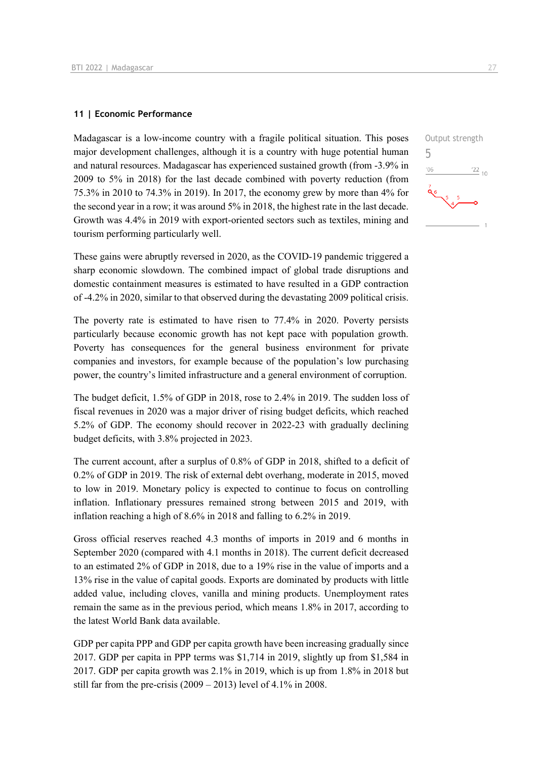## 11 | Economic Performance

Output strength

5

Madagascar is a low-income country with a fragile political situation. This poses major development challenges, although it is a country with huge potential human and natural resources. Madagascar has experienced sustained growth (from -3.9% in 2009 to 5% in 2018) for the last decade combined with poverty reduction (from 75.3% in 2010 to 74.3% in 2019). In 2017, the economy grew by more than 4% for the second year in a row; it was around 5% in 2018, the highest rate in the last decade. Growth was 4.4% in 2019 with export-oriented sectors such as textiles, mining and tourism performing particularly well.

These gains were abruptly reversed in 2020, as the COVID-19 pandemic triggered a sharp economic slowdown. The combined impact of global trade disruptions and domestic containment measures is estimated to have resulted in a GDP contraction of -4.2% in 2020, similar to that observed during the devastating 2009 political crisis.

The poverty rate is estimated to have risen to 77.4% in 2020. Poverty persists particularly because economic growth has not kept pace with population growth. Poverty has consequences for the general business environment for private companies and investors, for example because of the population's low purchasing power, the country's limited infrastructure and a general environment of corruption.

The budget deficit, 1.5% of GDP in 2018, rose to 2.4% in 2019. The sudden loss of fiscal revenues in 2020 was a major driver of rising budget deficits, which reached 5.2% of GDP. The economy should recover in 2022-23 with gradually declining budget deficits, with 3.8% projected in 2023.

The current account, after a surplus of 0.8% of GDP in 2018, shifted to a deficit of 0.2% of GDP in 2019. The risk of external debt overhang, moderate in 2015, moved to low in 2019. Monetary policy is expected to continue to focus on controlling inflation. Inflationary pressures remained strong between 2015 and 2019, with inflation reaching a high of 8.6% in 2018 and falling to 6.2% in 2019.

Gross official reserves reached 4.3 months of imports in 2019 and 6 months in September 2020 (compared with 4.1 months in 2018). The current deficit decreased to an estimated 2% of GDP in 2018, due to a 19% rise in the value of imports and a 13% rise in the value of capital goods. Exports are dominated by products with little added value, including cloves, vanilla and mining products. Unemployment rates remain the same as in the previous period, which means 1.8% in 2017, according to the latest World Bank data available.

GDP per capita PPP and GDP per capita growth have been increasing gradually since 2017. GDP per capita in PPP terms was $1,714 in 2019, slightly up from $1,584 in 2017. GDP per capita growth was 2.1% in 2019, which is up from 1.8% in 2018 but still far from the pre-crisis (2009 – 2013) level of 4.1% in 2008.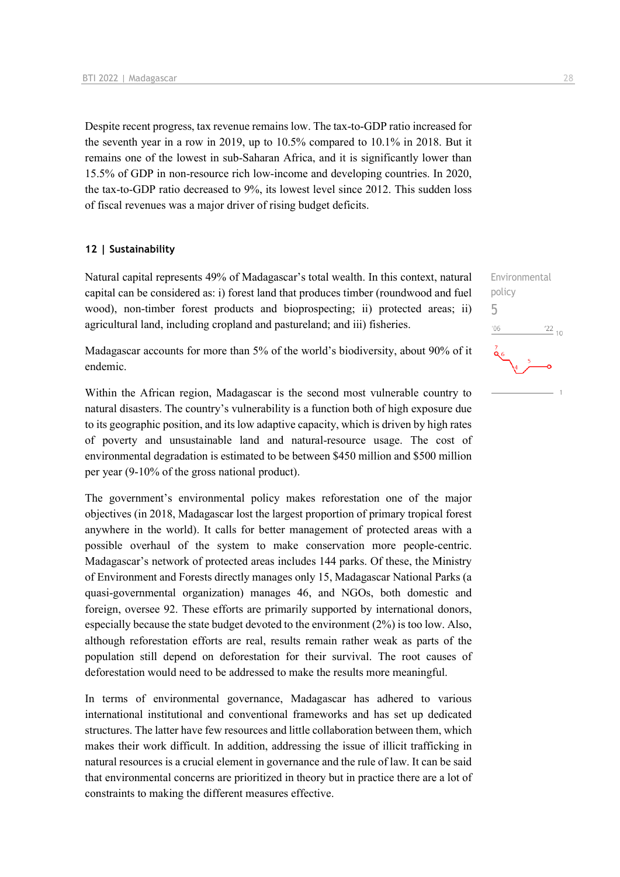Despite recent progress, tax revenue remains low. The tax-to-GDP ratio increased for the seventh year in a row in 2019, up to 10.5% compared to 10.1% in 2018. But it remains one of the lowest in sub-Saharan Africa, and it is significantly lower than 15.5% of GDP in non-resource rich low-income and developing countries. In 2020, the tax-to-GDP ratio decreased to 9%, its lowest level since 2012. This sudden loss of fiscal revenues was a major driver of rising budget deficits.

## 12 | Sustainability

Environmental policy
5

Natural capital represents 49% of Madagascar's total wealth. In this context, natural capital can be considered as: i) forest land that produces timber (roundwood and fuel wood), non-timber forest products and bioprospecting; ii) protected areas; ii) agricultural land, including cropland and pastureland; and iii) fisheries.

Madagascar accounts for more than 5% of the world's biodiversity, about 90% of it endemic.

Within the African region, Madagascar is the second most vulnerable country to natural disasters. The country's vulnerability is a function both of high exposure due to its geographic position, and its low adaptive capacity, which is driven by high rates of poverty and unsustainable land and natural-resource usage. The cost of environmental degradation is estimated to be between $450 million and $500 million per year (9-10% of the gross national product).

The government's environmental policy makes reforestation one of the major objectives (in 2018, Madagascar lost the largest proportion of primary tropical forest anywhere in the world). It calls for better management of protected areas with a possible overhaul of the system to make conservation more people-centric. Madagascar's network of protected areas includes 144 parks. Of these, the Ministry of Environment and Forests directly manages only 15, Madagascar National Parks (a quasi-governmental organization) manages 46, and NGOs, both domestic and foreign, oversee 92. These efforts are primarily supported by international donors, especially because the state budget devoted to the environment (2%) is too low. Also, although reforestation efforts are real, results remain rather weak as parts of the population still depend on deforestation for their survival. The root causes of deforestation would need to be addressed to make the results more meaningful.

In terms of environmental governance, Madagascar has adhered to various international institutional and conventional frameworks and has set up dedicated structures. The latter have few resources and little collaboration between them, which makes their work difficult. In addition, addressing the issue of illicit trafficking in natural resources is a crucial element in governance and the rule of law. It can be said that environmental concerns are prioritized in theory but in practice there are a lot of constraints to making the different measures effective.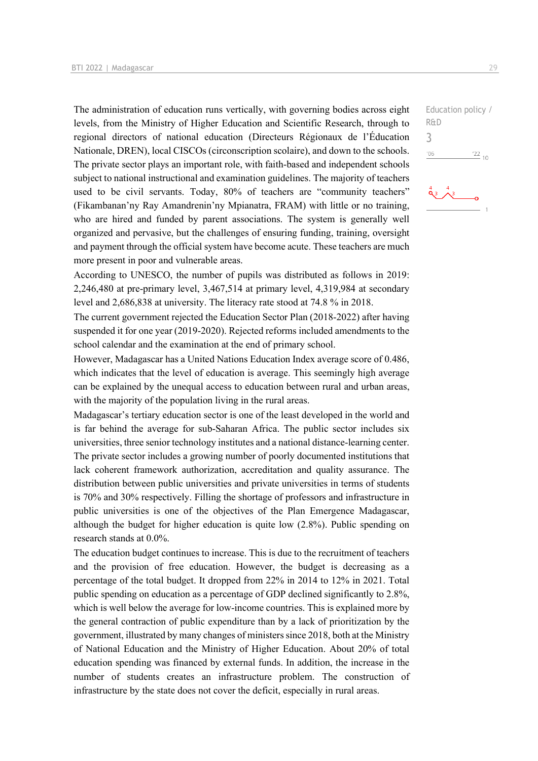The administration of education runs vertically, with governing bodies across eight levels, from the Ministry of Higher Education and Scientific Research, through to regional directors of national education (Directeurs Régionaux de l'Éducation Nationale, DREN), local CISCOs (circonscription scolaire), and down to the schools. The private sector plays an important role, with faith-based and independent schools subject to national instructional and examination guidelines. The majority of teachers used to be civil servants. Today, 80% of teachers are "community teachers" (Fikambanan'ny Ray Amandrenin'ny Mpianatra, FRAM) with little or no training, who are hired and funded by parent associations. The system is generally well organized and pervasive, but the challenges of ensuring funding, training, oversight and payment through the official system have become acute. These teachers are much more present in poor and vulnerable areas.

Education policy / R&D

3

According to UNESCO, the number of pupils was distributed as follows in 2019: 2,246,480 at pre-primary level, 3,467,514 at primary level, 4,319,984 at secondary level and 2,686,838 at university. The literacy rate stood at 74.8 % in 2018.

The current government rejected the Education Sector Plan (2018-2022) after having suspended it for one year (2019-2020). Rejected reforms included amendments to the school calendar and the examination at the end of primary school.

However, Madagascar has a United Nations Education Index average score of 0.486, which indicates that the level of education is average. This seemingly high average can be explained by the unequal access to education between rural and urban areas, with the majority of the population living in the rural areas.

Madagascar's tertiary education sector is one of the least developed in the world and is far behind the average for sub-Saharan Africa. The public sector includes six universities, three senior technology institutes and a national distance-learning center. The private sector includes a growing number of poorly documented institutions that lack coherent framework authorization, accreditation and quality assurance. The distribution between public universities and private universities in terms of students is 70% and 30% respectively. Filling the shortage of professors and infrastructure in public universities is one of the objectives of the Plan Emergence Madagascar, although the budget for higher education is quite low (2.8%). Public spending on research stands at 0.0%.

The education budget continues to increase. This is due to the recruitment of teachers and the provision of free education. However, the budget is decreasing as a percentage of the total budget. It dropped from 22% in 2014 to 12% in 2021. Total public spending on education as a percentage of GDP declined significantly to 2.8%, which is well below the average for low-income countries. This is explained more by the general contraction of public expenditure than by a lack of prioritization by the government, illustrated by many changes of ministers since 2018, both at the Ministry of National Education and the Ministry of Higher Education. About 20% of total education spending was financed by external funds. In addition, the increase in the number of students creates an infrastructure problem. The construction of infrastructure by the state does not cover the deficit, especially in rural areas.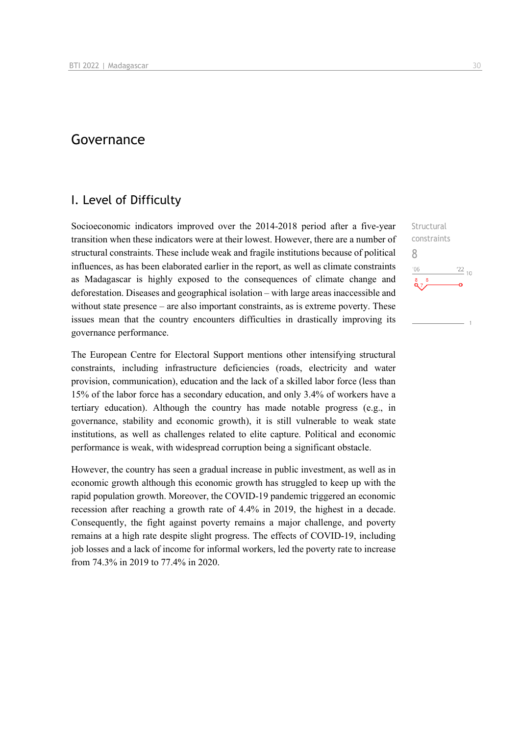# Governance

## I. Level of Difficulty

Structural constraints

8

Socioeconomic indicators improved over the 2014-2018 period after a five-year transition when these indicators were at their lowest. However, there are a number of structural constraints. These include weak and fragile institutions because of political influences, as has been elaborated earlier in the report, as well as climate constraints as Madagascar is highly exposed to the consequences of climate change and deforestation. Diseases and geographical isolation – with large areas inaccessible and without state presence – are also important constraints, as is extreme poverty. These issues mean that the country encounters difficulties in drastically improving its governance performance.

The European Centre for Electoral Support mentions other intensifying structural constraints, including infrastructure deficiencies (roads, electricity and water provision, communication), education and the lack of a skilled labor force (less than 15% of the labor force has a secondary education, and only 3.4% of workers have a tertiary education). Although the country has made notable progress (e.g., in governance, stability and economic growth), it is still vulnerable to weak state institutions, as well as challenges related to elite capture. Political and economic performance is weak, with widespread corruption being a significant obstacle.

However, the country has seen a gradual increase in public investment, as well as in economic growth although this economic growth has struggled to keep up with the rapid population growth. Moreover, the COVID-19 pandemic triggered an economic recession after reaching a growth rate of 4.4% in 2019, the highest in a decade. Consequently, the fight against poverty remains a major challenge, and poverty remains at a high rate despite slight progress. The effects of COVID-19, including job losses and a lack of income for informal workers, led the poverty rate to increase from 74.3% in 2019 to 77.4% in 2020.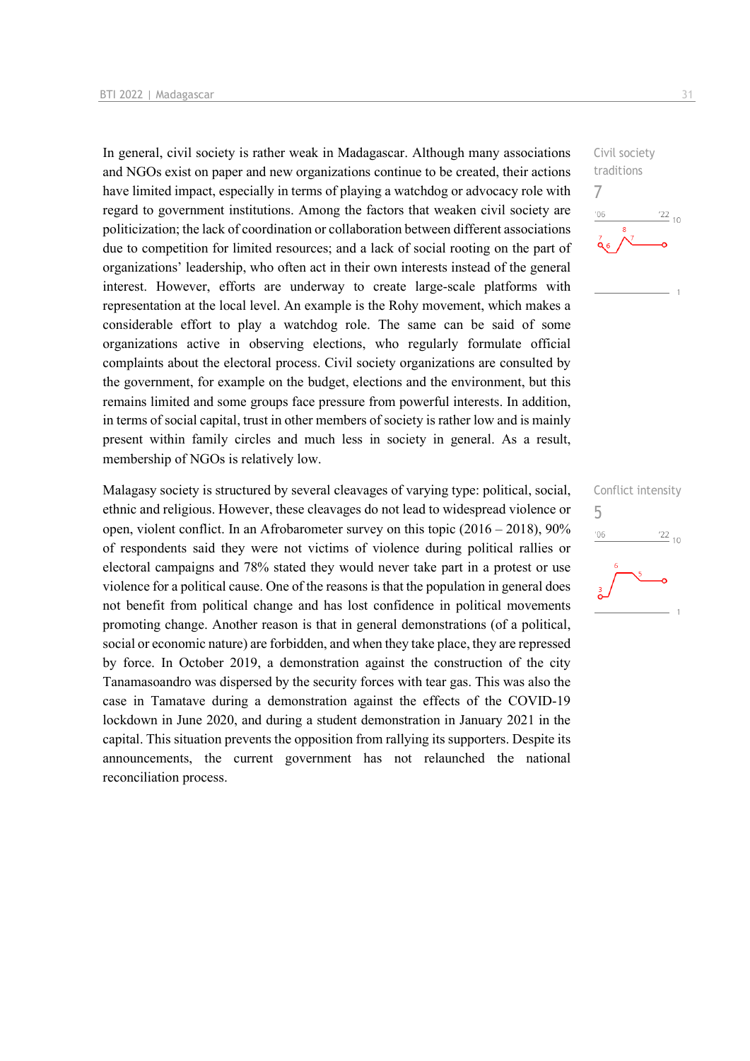In general, civil society is rather weak in Madagascar. Although many associations and NGOs exist on paper and new organizations continue to be created, their actions have limited impact, especially in terms of playing a watchdog or advocacy role with regard to government institutions. Among the factors that weaken civil society are politicization; the lack of coordination or collaboration between different associations due to competition for limited resources; and a lack of social rooting on the part of organizations' leadership, who often act in their own interests instead of the general interest. However, efforts are underway to create large-scale platforms with representation at the local level. An example is the Rohy movement, which makes a considerable effort to play a watchdog role. The same can be said of some organizations active in observing elections, who regularly formulate official complaints about the electoral process. Civil society organizations are consulted by the government, for example on the budget, elections and the environment, but this remains limited and some groups face pressure from powerful interests. In addition, in terms of social capital, trust in other members of society is rather low and is mainly present within family circles and much less in society in general. As a result, membership of NGOs is relatively low.

Civil society traditions
7

Malagasy society is structured by several cleavages of varying type: political, social, ethnic and religious. However, these cleavages do not lead to widespread violence or open, violent conflict. In an Afrobarometer survey on this topic (2016 – 2018), 90% of respondents said they were not victims of violence during political rallies or electoral campaigns and 78% stated they would never take part in a protest or use violence for a political cause. One of the reasons is that the population in general does not benefit from political change and has lost confidence in political movements promoting change. Another reason is that in general demonstrations (of a political, social or economic nature) are forbidden, and when they take place, they are repressed by force. In October 2019, a demonstration against the construction of the city Tanamasoandro was dispersed by the security forces with tear gas. This was also the case in Tamatave during a demonstration against the effects of the COVID-19 lockdown in June 2020, and during a student demonstration in January 2021 in the capital. This situation prevents the opposition from rallying its supporters. Despite its announcements, the current government has not relaunched the national reconciliation process.

Conflict intensity
5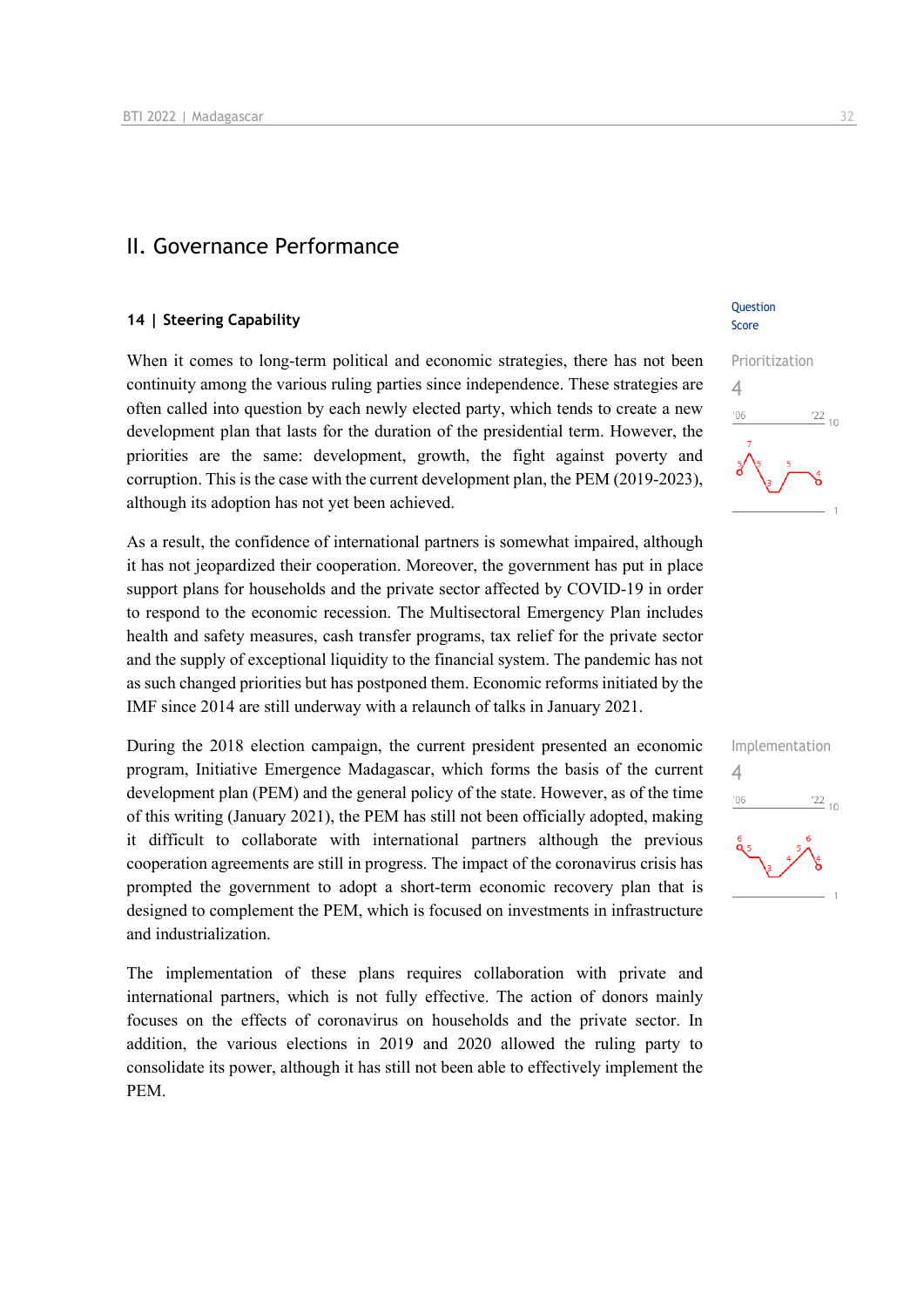## II. Governance Performance

### 14 | Steering Capability

Question Score

Prioritization
4

When it comes to long-term political and economic strategies, there has not been continuity among the various ruling parties since independence. These strategies are often called into question by each newly elected party, which tends to create a new development plan that lasts for the duration of the presidential term. However, the priorities are the same: development, growth, the fight against poverty and corruption. This is the case with the current development plan, the PEM (2019-2023), although its adoption has not yet been achieved.

As a result, the confidence of international partners is somewhat impaired, although it has not jeopardized their cooperation. Moreover, the government has put in place support plans for households and the private sector affected by COVID-19 in order to respond to the economic recession. The Multisectoral Emergency Plan includes health and safety measures, cash transfer programs, tax relief for the private sector and the supply of exceptional liquidity to the financial system. The pandemic has not as such changed priorities but has postponed them. Economic reforms initiated by the IMF since 2014 are still underway with a relaunch of talks in January 2021.

Implementation
4

During the 2018 election campaign, the current president presented an economic program, Initiative Emergence Madagascar, which forms the basis of the current development plan (PEM) and the general policy of the state. However, as of the time of this writing (January 2021), the PEM has still not been officially adopted, making it difficult to collaborate with international partners although the previous cooperation agreements are still in progress. The impact of the coronavirus crisis has prompted the government to adopt a short-term economic recovery plan that is designed to complement the PEM, which is focused on investments in infrastructure and industrialization.

The implementation of these plans requires collaboration with private and international partners, which is not fully effective. The action of donors mainly focuses on the effects of coronavirus on households and the private sector. In addition, the various elections in 2019 and 2020 allowed the ruling party to consolidate its power, although it has still not been able to effectively implement the PEM.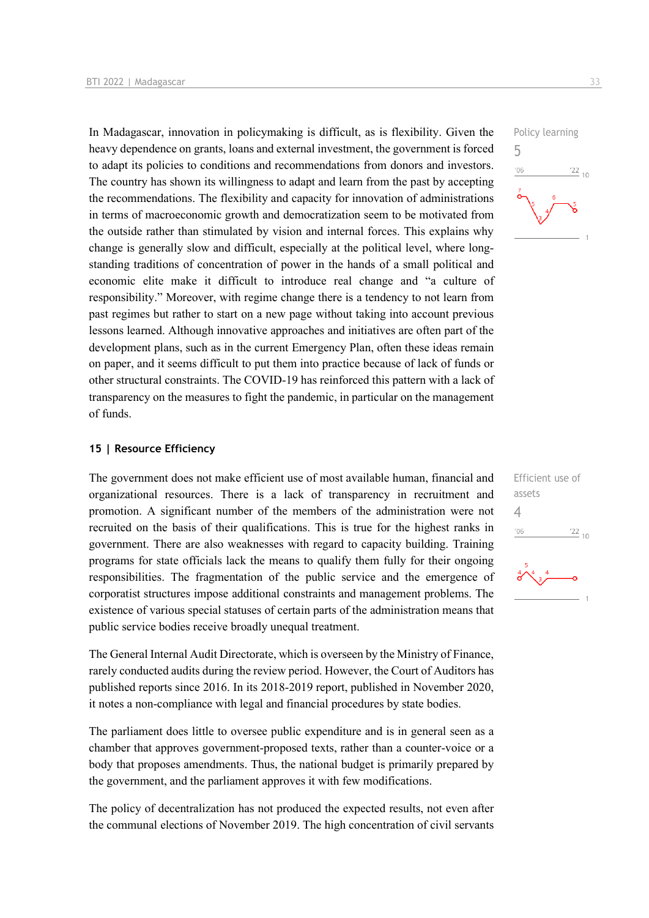In Madagascar, innovation in policymaking is difficult, as is flexibility. Given the heavy dependence on grants, loans and external investment, the government is forced to adapt its policies to conditions and recommendations from donors and investors. The country has shown its willingness to adapt and learn from the past by accepting the recommendations. The flexibility and capacity for innovation of administrations in terms of macroeconomic growth and democratization seem to be motivated from the outside rather than stimulated by vision and internal forces. This explains why change is generally slow and difficult, especially at the political level, where long-standing traditions of concentration of power in the hands of a small political and economic elite make it difficult to introduce real change and "a culture of responsibility." Moreover, with regime change there is a tendency to not learn from past regimes but rather to start on a new page without taking into account previous lessons learned. Although innovative approaches and initiatives are often part of the development plans, such as in the current Emergency Plan, often these ideas remain on paper, and it seems difficult to put them into practice because of lack of funds or other structural constraints. The COVID-19 has reinforced this pattern with a lack of transparency on the measures to fight the pandemic, in particular on the management of funds.

Policy learning
5

## 15 | Resource Efficiency

The government does not make efficient use of most available human, financial and organizational resources. There is a lack of transparency in recruitment and promotion. A significant number of the members of the administration were not recruited on the basis of their qualifications. This is true for the highest ranks in government. There are also weaknesses with regard to capacity building. Training programs for state officials lack the means to qualify them fully for their ongoing responsibilities. The fragmentation of the public service and the emergence of corporatist structures impose additional constraints and management problems. The existence of various special statuses of certain parts of the administration means that public service bodies receive broadly unequal treatment.

Efficient use of assets
4

The General Internal Audit Directorate, which is overseen by the Ministry of Finance, rarely conducted audits during the review period. However, the Court of Auditors has published reports since 2016. In its 2018-2019 report, published in November 2020, it notes a non-compliance with legal and financial procedures by state bodies.

The parliament does little to oversee public expenditure and is in general seen as a chamber that approves government-proposed texts, rather than a counter-voice or a body that proposes amendments. Thus, the national budget is primarily prepared by the government, and the parliament approves it with few modifications.

The policy of decentralization has not produced the expected results, not even after the communal elections of November 2019. The high concentration of civil servants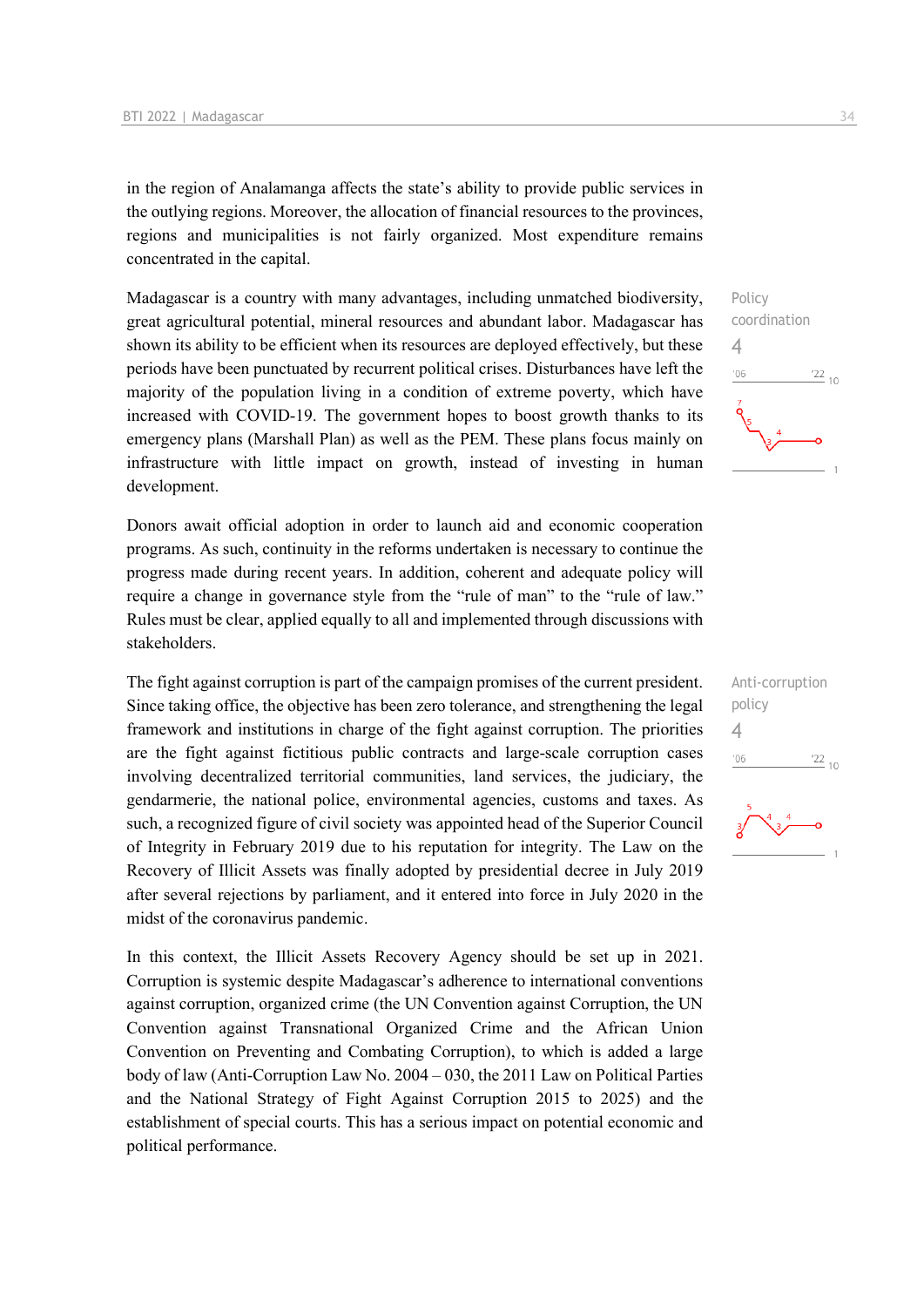in the region of Analamanga affects the state's ability to provide public services in the outlying regions. Moreover, the allocation of financial resources to the provinces, regions and municipalities is not fairly organized. Most expenditure remains concentrated in the capital.

Policy coordination
4

Madagascar is a country with many advantages, including unmatched biodiversity, great agricultural potential, mineral resources and abundant labor. Madagascar has shown its ability to be efficient when its resources are deployed effectively, but these periods have been punctuated by recurrent political crises. Disturbances have left the majority of the population living in a condition of extreme poverty, which have increased with COVID-19. The government hopes to boost growth thanks to its emergency plans (Marshall Plan) as well as the PEM. These plans focus mainly on infrastructure with little impact on growth, instead of investing in human development.

Donors await official adoption in order to launch aid and economic cooperation programs. As such, continuity in the reforms undertaken is necessary to continue the progress made during recent years. In addition, coherent and adequate policy will require a change in governance style from the "rule of man" to the "rule of law." Rules must be clear, applied equally to all and implemented through discussions with stakeholders.

Anti-corruption policy
4

The fight against corruption is part of the campaign promises of the current president. Since taking office, the objective has been zero tolerance, and strengthening the legal framework and institutions in charge of the fight against corruption. The priorities are the fight against fictitious public contracts and large-scale corruption cases involving decentralized territorial communities, land services, the judiciary, the gendarmerie, the national police, environmental agencies, customs and taxes. As such, a recognized figure of civil society was appointed head of the Superior Council of Integrity in February 2019 due to his reputation for integrity. The Law on the Recovery of Illicit Assets was finally adopted by presidential decree in July 2019 after several rejections by parliament, and it entered into force in July 2020 in the midst of the coronavirus pandemic.

In this context, the Illicit Assets Recovery Agency should be set up in 2021. Corruption is systemic despite Madagascar's adherence to international conventions against corruption, organized crime (the UN Convention against Corruption, the UN Convention against Transnational Organized Crime and the African Union Convention on Preventing and Combating Corruption), to which is added a large body of law (Anti-Corruption Law No. 2004 – 030, the 2011 Law on Political Parties and the National Strategy of Fight Against Corruption 2015 to 2025) and the establishment of special courts. This has a serious impact on potential economic and political performance.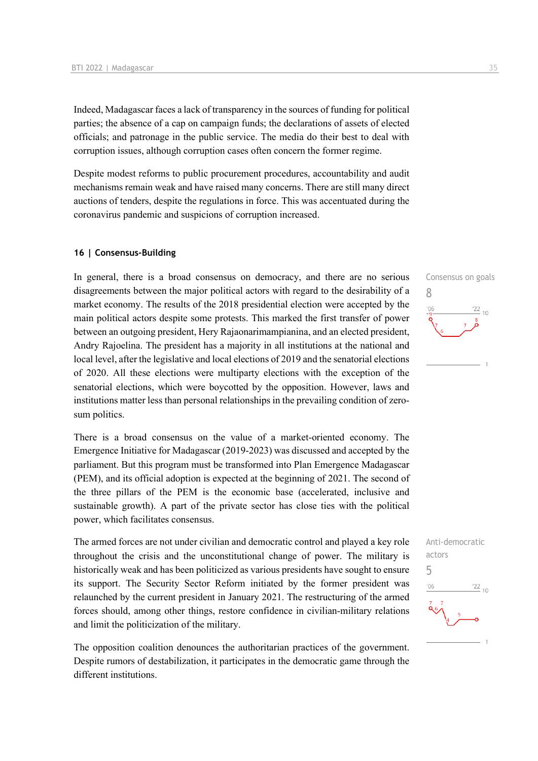Indeed, Madagascar faces a lack of transparency in the sources of funding for political parties; the absence of a cap on campaign funds; the declarations of assets of elected officials; and patronage in the public service. The media do their best to deal with corruption issues, although corruption cases often concern the former regime.

Despite modest reforms to public procurement procedures, accountability and audit mechanisms remain weak and have raised many concerns. There are still many direct auctions of tenders, despite the regulations in force. This was accentuated during the coronavirus pandemic and suspicions of corruption increased.

## 16 | Consensus-Building

Consensus on goals

8

In general, there is a broad consensus on democracy, and there are no serious disagreements between the major political actors with regard to the desirability of a market economy. The results of the 2018 presidential election were accepted by the main political actors despite some protests. This marked the first transfer of power between an outgoing president, Hery Rajaonarimampianina, and an elected president, Andry Rajoelina. The president has a majority in all institutions at the national and local level, after the legislative and local elections of 2019 and the senatorial elections of 2020. All these elections were multiparty elections with the exception of the senatorial elections, which were boycotted by the opposition. However, laws and institutions matter less than personal relationships in the prevailing condition of zero-sum politics.

There is a broad consensus on the value of a market-oriented economy. The Emergence Initiative for Madagascar (2019-2023) was discussed and accepted by the parliament. But this program must be transformed into Plan Emergence Madagascar (PEM), and its official adoption is expected at the beginning of 2021. The second of the three pillars of the PEM is the economic base (accelerated, inclusive and sustainable growth). A part of the private sector has close ties with the political power, which facilitates consensus.

Anti-democratic actors

5

The armed forces are not under civilian and democratic control and played a key role throughout the crisis and the unconstitutional change of power. The military is historically weak and has been politicized as various presidents have sought to ensure its support. The Security Sector Reform initiated by the former president was relaunched by the current president in January 2021. The restructuring of the armed forces should, among other things, restore confidence in civilian-military relations and limit the politicization of the military.

The opposition coalition denounces the authoritarian practices of the government. Despite rumors of destabilization, it participates in the democratic game through the different institutions.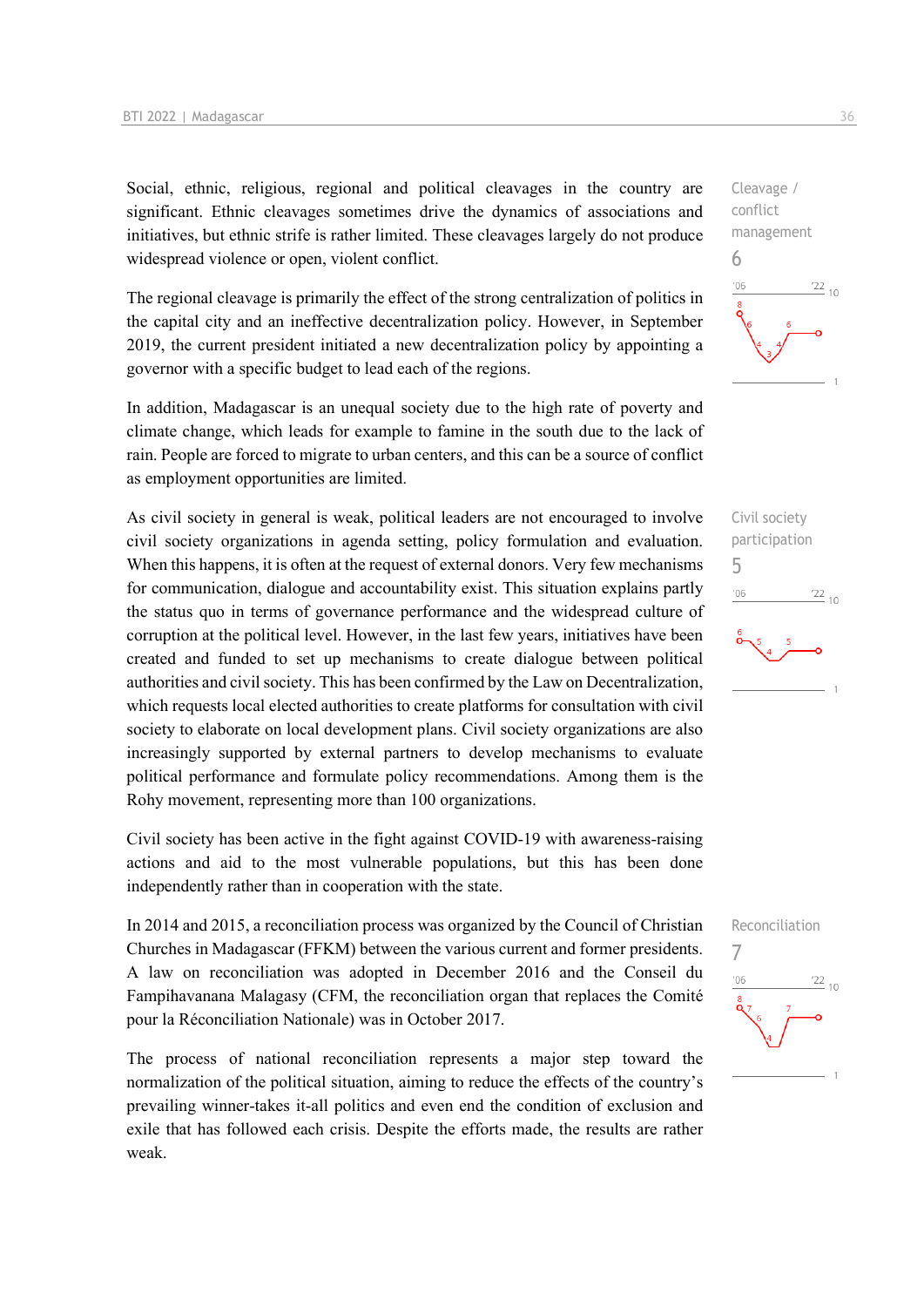Social, ethnic, religious, regional and political cleavages in the country are significant. Ethnic cleavages sometimes drive the dynamics of associations and initiatives, but ethnic strife is rather limited. These cleavages largely do not produce widespread violence or open, violent conflict.

Cleavage / conflict management
6

The regional cleavage is primarily the effect of the strong centralization of politics in the capital city and an ineffective decentralization policy. However, in September 2019, the current president initiated a new decentralization policy by appointing a governor with a specific budget to lead each of the regions.

In addition, Madagascar is an unequal society due to the high rate of poverty and climate change, which leads for example to famine in the south due to the lack of rain. People are forced to migrate to urban centers, and this can be a source of conflict as employment opportunities are limited.

As civil society in general is weak, political leaders are not encouraged to involve civil society organizations in agenda setting, policy formulation and evaluation. When this happens, it is often at the request of external donors. Very few mechanisms for communication, dialogue and accountability exist. This situation explains partly the status quo in terms of governance performance and the widespread culture of corruption at the political level. However, in the last few years, initiatives have been created and funded to set up mechanisms to create dialogue between political authorities and civil society. This has been confirmed by the Law on Decentralization, which requests local elected authorities to create platforms for consultation with civil society to elaborate on local development plans. Civil society organizations are also increasingly supported by external partners to develop mechanisms to evaluate political performance and formulate policy recommendations. Among them is the Rohy movement, representing more than 100 organizations.

Civil society participation
5

Civil society has been active in the fight against COVID-19 with awareness-raising actions and aid to the most vulnerable populations, but this has been done independently rather than in cooperation with the state.

In 2014 and 2015, a reconciliation process was organized by the Council of Christian Churches in Madagascar (FFKM) between the various current and former presidents. A law on reconciliation was adopted in December 2016 and the Conseil du Fampihavanana Malagasy (CFM, the reconciliation organ that replaces the Comité pour la Réconciliation Nationale) was in October 2017.

Reconciliation
7

The process of national reconciliation represents a major step toward the normalization of the political situation, aiming to reduce the effects of the country's prevailing winner-takes it-all politics and even end the condition of exclusion and exile that has followed each crisis. Despite the efforts made, the results are rather weak.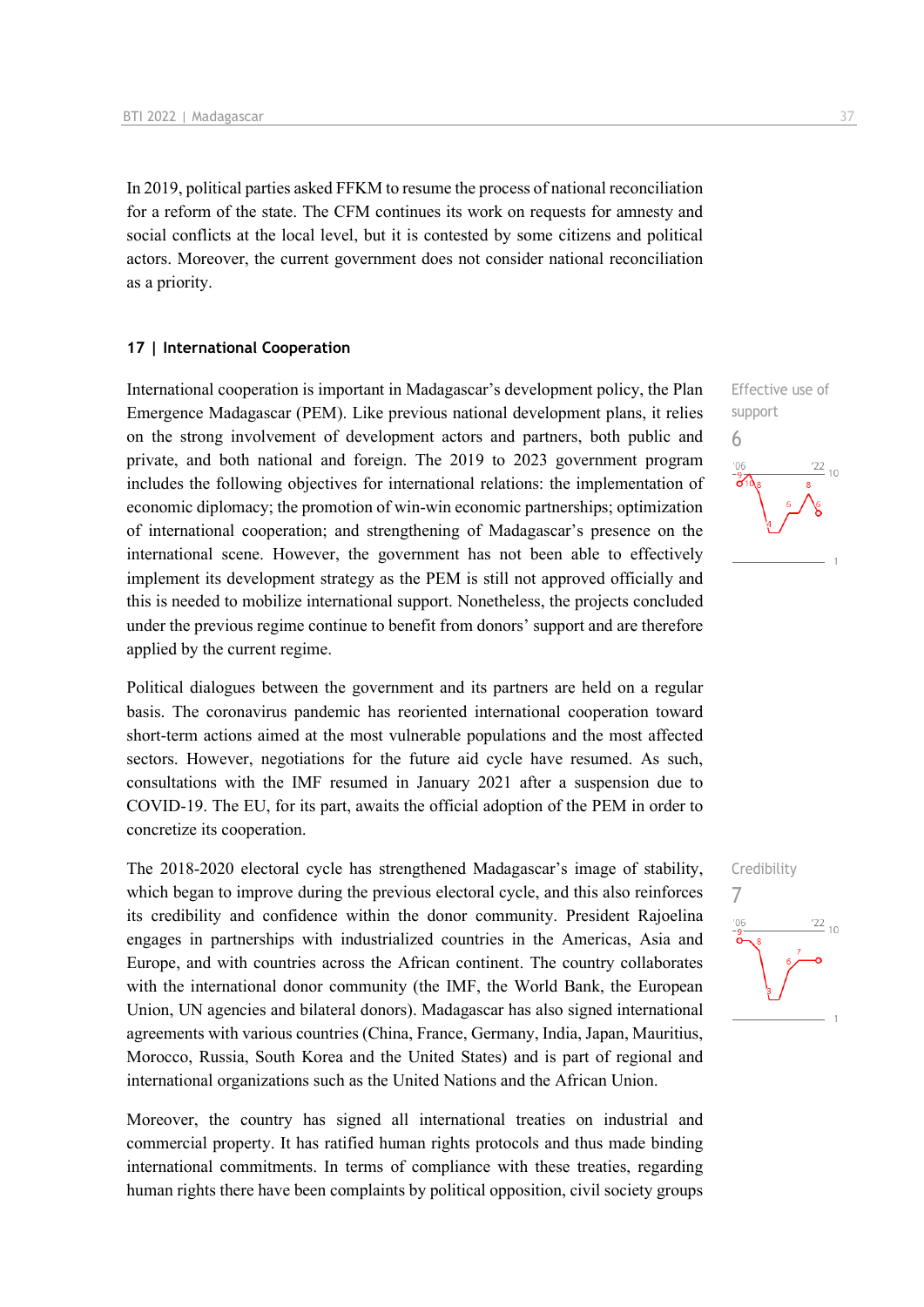In 2019, political parties asked FFKM to resume the process of national reconciliation for a reform of the state. The CFM continues its work on requests for amnesty and social conflicts at the local level, but it is contested by some citizens and political actors. Moreover, the current government does not consider national reconciliation as a priority.

### 17 | International Cooperation

Effective use of support

6

International cooperation is important in Madagascar's development policy, the Plan Emergence Madagascar (PEM). Like previous national development plans, it relies on the strong involvement of development actors and partners, both public and private, and both national and foreign. The 2019 to 2023 government program includes the following objectives for international relations: the implementation of economic diplomacy; the promotion of win-win economic partnerships; optimization of international cooperation; and strengthening of Madagascar's presence on the international scene. However, the government has not been able to effectively implement its development strategy as the PEM is still not approved officially and this is needed to mobilize international support. Nonetheless, the projects concluded under the previous regime continue to benefit from donors' support and are therefore applied by the current regime.

Political dialogues between the government and its partners are held on a regular basis. The coronavirus pandemic has reoriented international cooperation toward short-term actions aimed at the most vulnerable populations and the most affected sectors. However, negotiations for the future aid cycle have resumed. As such, consultations with the IMF resumed in January 2021 after a suspension due to COVID-19. The EU, for its part, awaits the official adoption of the PEM in order to concretize its cooperation.

Credibility

7

The 2018-2020 electoral cycle has strengthened Madagascar's image of stability, which began to improve during the previous electoral cycle, and this also reinforces its credibility and confidence within the donor community. President Rajoelina engages in partnerships with industrialized countries in the Americas, Asia and Europe, and with countries across the African continent. The country collaborates with the international donor community (the IMF, the World Bank, the European Union, UN agencies and bilateral donors). Madagascar has also signed international agreements with various countries (China, France, Germany, India, Japan, Mauritius, Morocco, Russia, South Korea and the United States) and is part of regional and international organizations such as the United Nations and the African Union.

Moreover, the country has signed all international treaties on industrial and commercial property. It has ratified human rights protocols and thus made binding international commitments. In terms of compliance with these treaties, regarding human rights there have been complaints by political opposition, civil society groups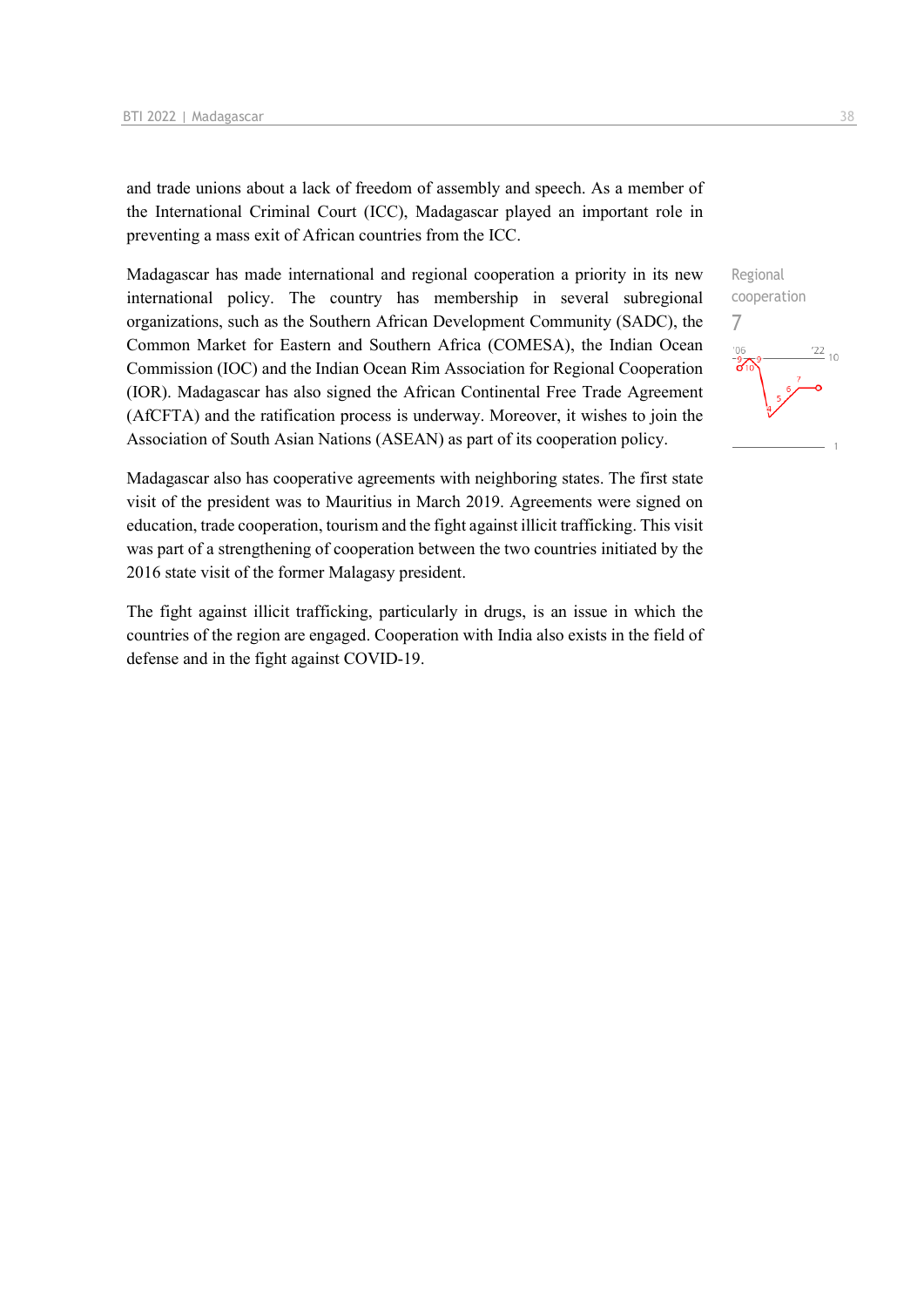and trade unions about a lack of freedom of assembly and speech. As a member of the International Criminal Court (ICC), Madagascar played an important role in preventing a mass exit of African countries from the ICC.

Madagascar has made international and regional cooperation a priority in its new international policy. The country has membership in several subregional organizations, such as the Southern African Development Community (SADC), the Common Market for Eastern and Southern Africa (COMESA), the Indian Ocean Commission (IOC) and the Indian Ocean Rim Association for Regional Cooperation (IOR). Madagascar has also signed the African Continental Free Trade Agreement (AfCFTA) and the ratification process is underway. Moreover, it wishes to join the Association of South Asian Nations (ASEAN) as part of its cooperation policy.

Regional cooperation
7

Madagascar also has cooperative agreements with neighboring states. The first state visit of the president was to Mauritius in March 2019. Agreements were signed on education, trade cooperation, tourism and the fight against illicit trafficking. This visit was part of a strengthening of cooperation between the two countries initiated by the 2016 state visit of the former Malagasy president.

The fight against illicit trafficking, particularly in drugs, is an issue in which the countries of the region are engaged. Cooperation with India also exists in the field of defense and in the fight against COVID-19.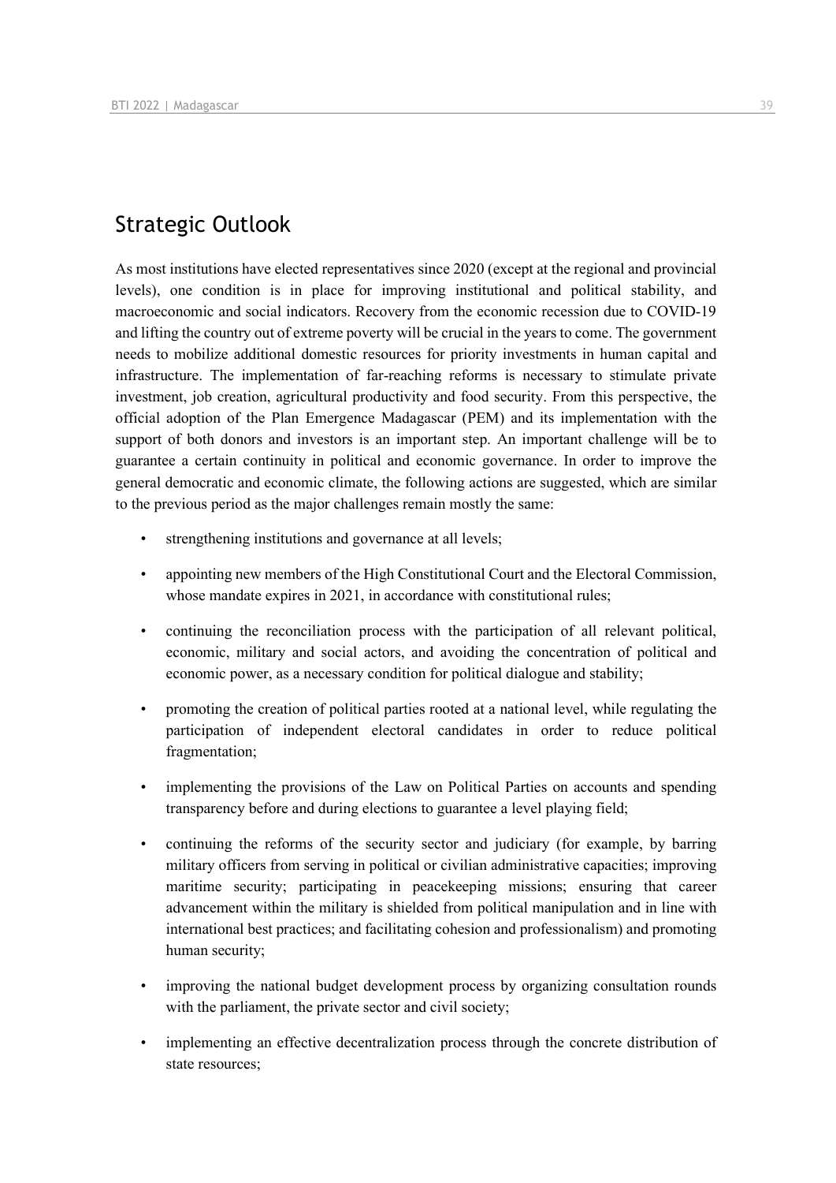## Strategic Outlook

As most institutions have elected representatives since 2020 (except at the regional and provincial levels), one condition is in place for improving institutional and political stability, and macroeconomic and social indicators. Recovery from the economic recession due to COVID-19 and lifting the country out of extreme poverty will be crucial in the years to come. The government needs to mobilize additional domestic resources for priority investments in human capital and infrastructure. The implementation of far-reaching reforms is necessary to stimulate private investment, job creation, agricultural productivity and food security. From this perspective, the official adoption of the Plan Emergence Madagascar (PEM) and its implementation with the support of both donors and investors is an important step. An important challenge will be to guarantee a certain continuity in political and economic governance. In order to improve the general democratic and economic climate, the following actions are suggested, which are similar to the previous period as the major challenges remain mostly the same:

- strengthening institutions and governance at all levels;
- appointing new members of the High Constitutional Court and the Electoral Commission, whose mandate expires in 2021, in accordance with constitutional rules;
- continuing the reconciliation process with the participation of all relevant political, economic, military and social actors, and avoiding the concentration of political and economic power, as a necessary condition for political dialogue and stability;
- promoting the creation of political parties rooted at a national level, while regulating the participation of independent electoral candidates in order to reduce political fragmentation;
- implementing the provisions of the Law on Political Parties on accounts and spending transparency before and during elections to guarantee a level playing field;
- continuing the reforms of the security sector and judiciary (for example, by barring military officers from serving in political or civilian administrative capacities; improving maritime security; participating in peacekeeping missions; ensuring that career advancement within the military is shielded from political manipulation and in line with international best practices; and facilitating cohesion and professionalism) and promoting human security;
- improving the national budget development process by organizing consultation rounds with the parliament, the private sector and civil society;
- implementing an effective decentralization process through the concrete distribution of state resources;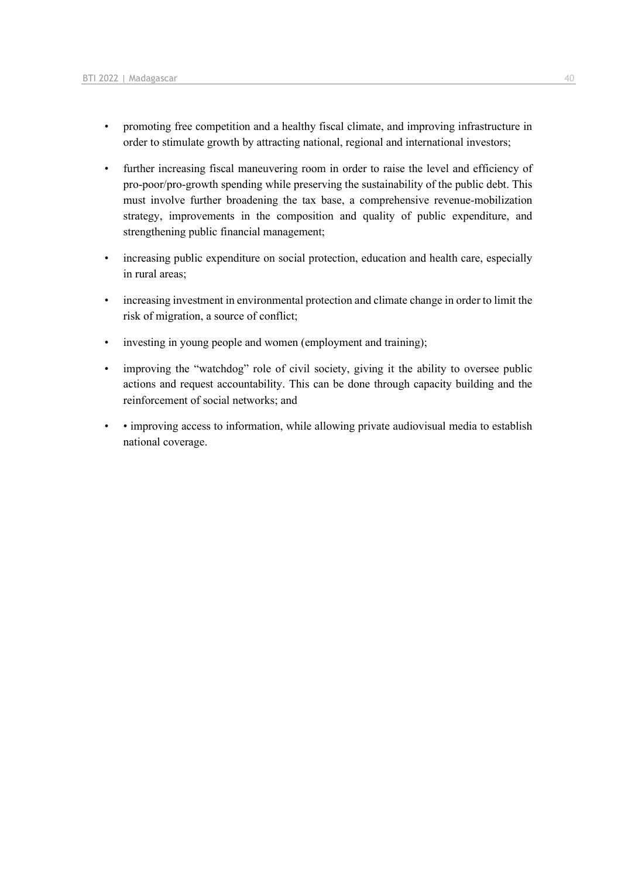- promoting free competition and a healthy fiscal climate, and improving infrastructure in order to stimulate growth by attracting national, regional and international investors;
- further increasing fiscal maneuvering room in order to raise the level and efficiency of pro-poor/pro-growth spending while preserving the sustainability of the public debt. This must involve further broadening the tax base, a comprehensive revenue-mobilization strategy, improvements in the composition and quality of public expenditure, and strengthening public financial management;
- increasing public expenditure on social protection, education and health care, especially in rural areas;
- increasing investment in environmental protection and climate change in order to limit the risk of migration, a source of conflict;
- investing in young people and women (employment and training);
- improving the "watchdog" role of civil society, giving it the ability to oversee public actions and request accountability. This can be done through capacity building and the reinforcement of social networks; and
- • improving access to information, while allowing private audiovisual media to establish national coverage.